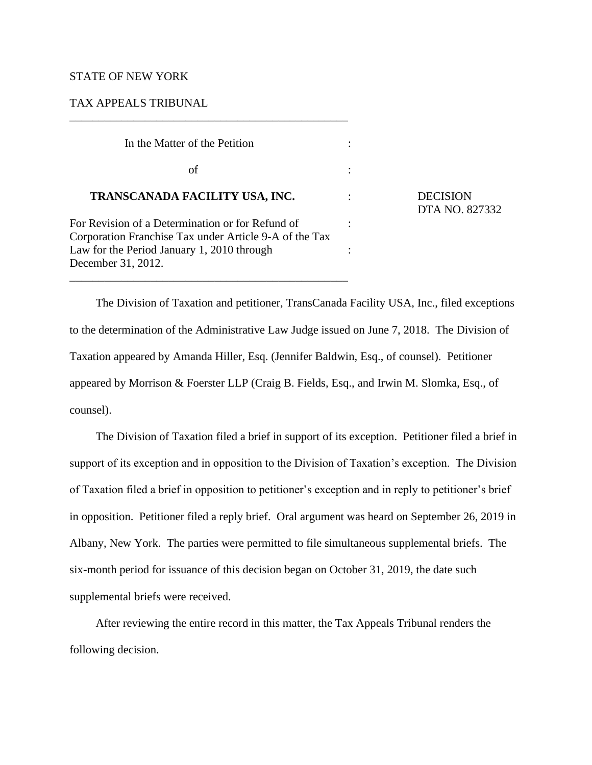STATE OF NEW YORK

TAX APPEALS TRIBUNAL

| | | |
|---|---|---|
| In the Matter of the Petition | : | |
| of | : | |
| **TRANSCANADA FACILITY USA, INC.** | : | DECISION DTA NO. 827332 |
| For Revision of a Determination or for Refund of Corporation Franchise Tax under Article 9-A of the Tax Law for the Period January 1, 2010 through December 31, 2012. | : | |

The Division of Taxation and petitioner, TransCanada Facility USA, Inc., filed exceptions to the determination of the Administrative Law Judge issued on June 7, 2018. The Division of Taxation appeared by Amanda Hiller, Esq. (Jennifer Baldwin, Esq., of counsel). Petitioner appeared by Morrison & Foerster LLP (Craig B. Fields, Esq., and Irwin M. Slomka, Esq., of counsel).

The Division of Taxation filed a brief in support of its exception. Petitioner filed a brief in support of its exception and in opposition to the Division of Taxation's exception. The Division of Taxation filed a brief in opposition to petitioner's exception and in reply to petitioner's brief in opposition. Petitioner filed a reply brief. Oral argument was heard on September 26, 2019 in Albany, New York. The parties were permitted to file simultaneous supplemental briefs. The six-month period for issuance of this decision began on October 31, 2019, the date such supplemental briefs were received.

After reviewing the entire record in this matter, the Tax Appeals Tribunal renders the following decision.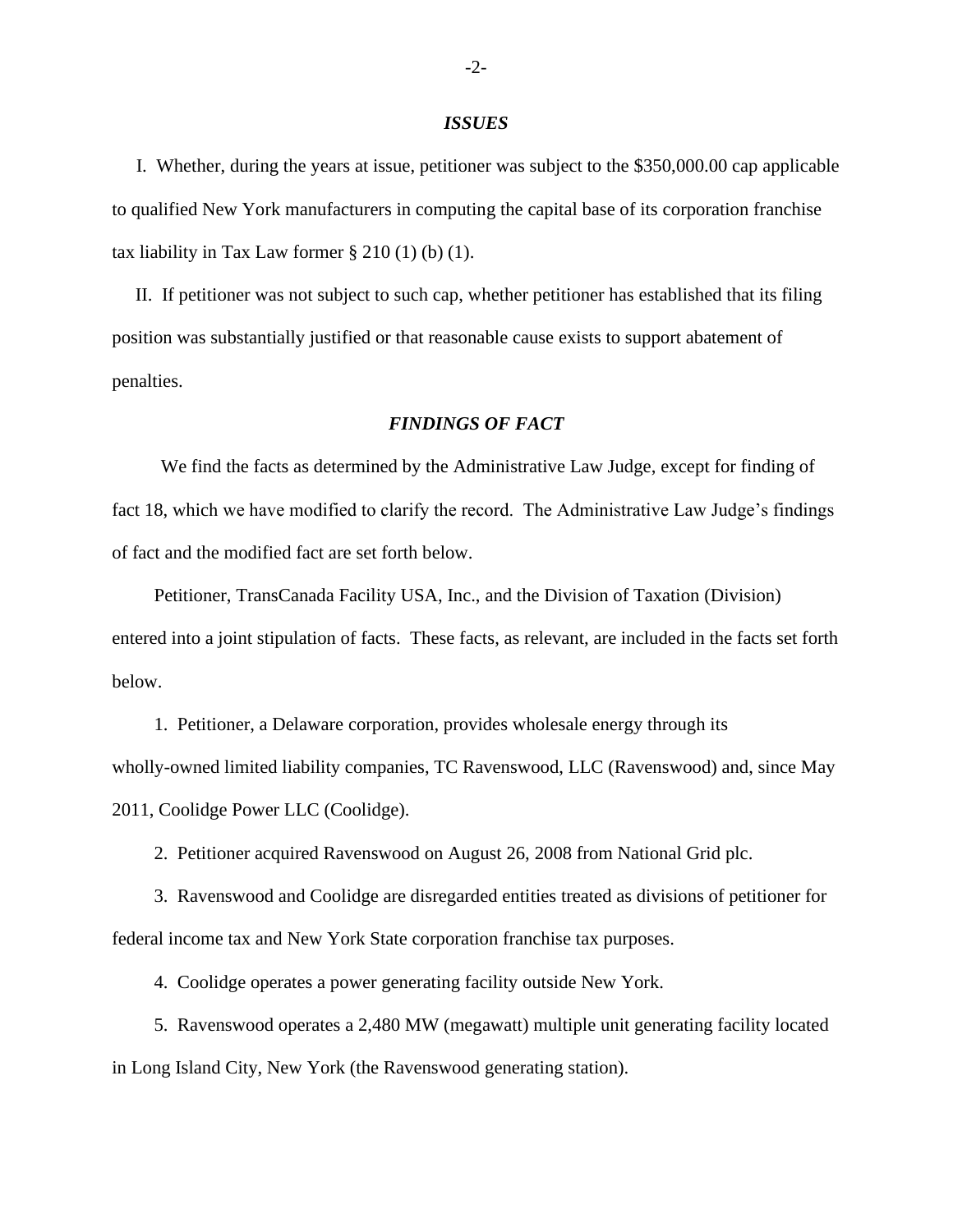## *ISSUES*

I. Whether, during the years at issue, petitioner was subject to the $350,000.00 cap applicable to qualified New York manufacturers in computing the capital base of its corporation franchise tax liability in Tax Law former § 210 (1) (b) (1).

II. If petitioner was not subject to such cap, whether petitioner has established that its filing position was substantially justified or that reasonable cause exists to support abatement of penalties.

## *FINDINGS OF FACT*

We find the facts as determined by the Administrative Law Judge, except for finding of fact 18, which we have modified to clarify the record. The Administrative Law Judge's findings of fact and the modified fact are set forth below.

Petitioner, TransCanada Facility USA, Inc., and the Division of Taxation (Division) entered into a joint stipulation of facts. These facts, as relevant, are included in the facts set forth below.

1. Petitioner, a Delaware corporation, provides wholesale energy through its wholly-owned limited liability companies, TC Ravenswood, LLC (Ravenswood) and, since May 2011, Coolidge Power LLC (Coolidge).

2. Petitioner acquired Ravenswood on August 26, 2008 from National Grid plc.

3. Ravenswood and Coolidge are disregarded entities treated as divisions of petitioner for federal income tax and New York State corporation franchise tax purposes.

4. Coolidge operates a power generating facility outside New York.

5. Ravenswood operates a 2,480 MW (megawatt) multiple unit generating facility located in Long Island City, New York (the Ravenswood generating station).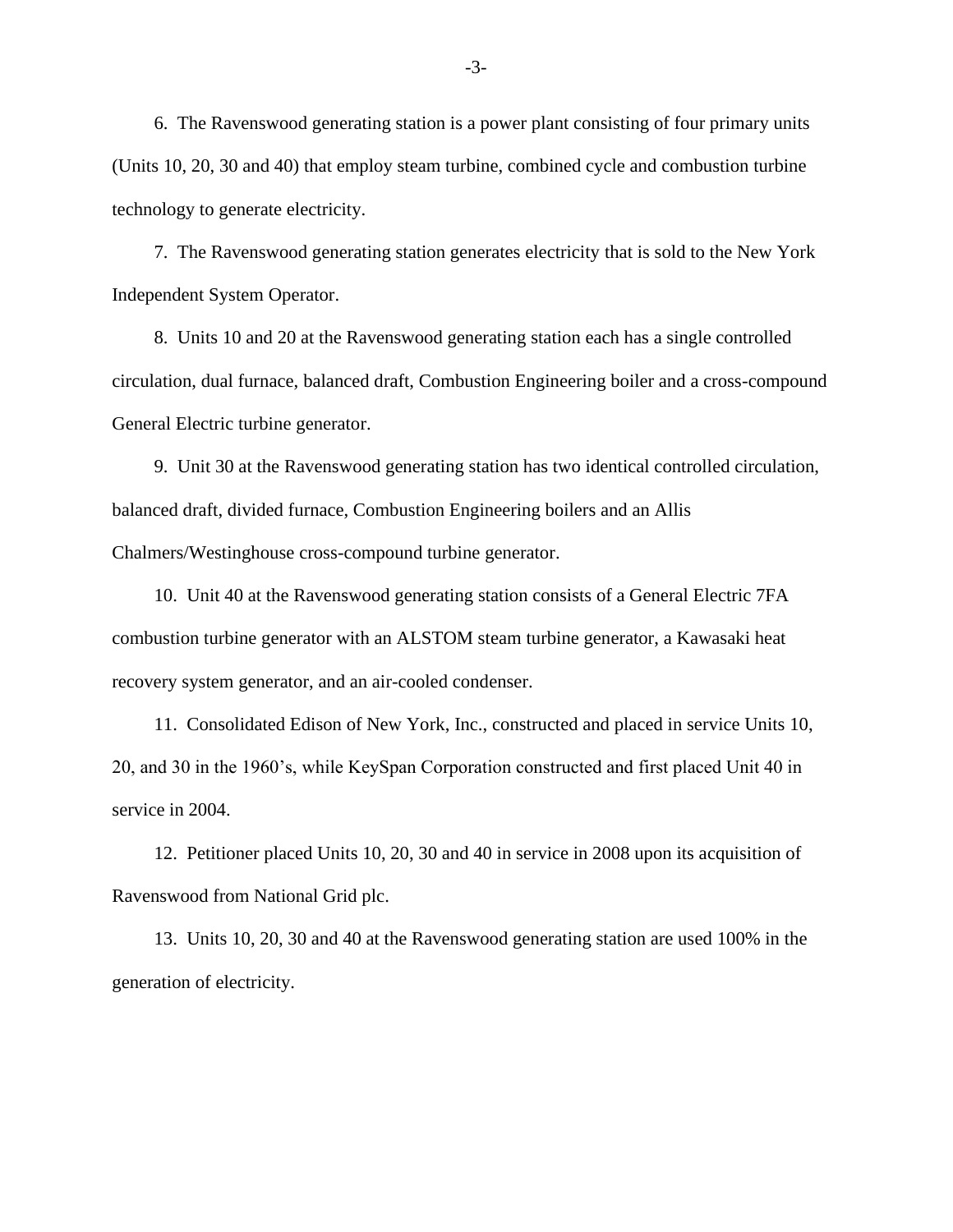6. The Ravenswood generating station is a power plant consisting of four primary units (Units 10, 20, 30 and 40) that employ steam turbine, combined cycle and combustion turbine technology to generate electricity.

7. The Ravenswood generating station generates electricity that is sold to the New York Independent System Operator.

8. Units 10 and 20 at the Ravenswood generating station each has a single controlled circulation, dual furnace, balanced draft, Combustion Engineering boiler and a cross-compound General Electric turbine generator.

9. Unit 30 at the Ravenswood generating station has two identical controlled circulation, balanced draft, divided furnace, Combustion Engineering boilers and an Allis Chalmers/Westinghouse cross-compound turbine generator.

10. Unit 40 at the Ravenswood generating station consists of a General Electric 7FA combustion turbine generator with an ALSTOM steam turbine generator, a Kawasaki heat recovery system generator, and an air-cooled condenser.

11. Consolidated Edison of New York, Inc., constructed and placed in service Units 10, 20, and 30 in the 1960's, while KeySpan Corporation constructed and first placed Unit 40 in service in 2004.

12. Petitioner placed Units 10, 20, 30 and 40 in service in 2008 upon its acquisition of Ravenswood from National Grid plc.

13. Units 10, 20, 30 and 40 at the Ravenswood generating station are used 100% in the generation of electricity.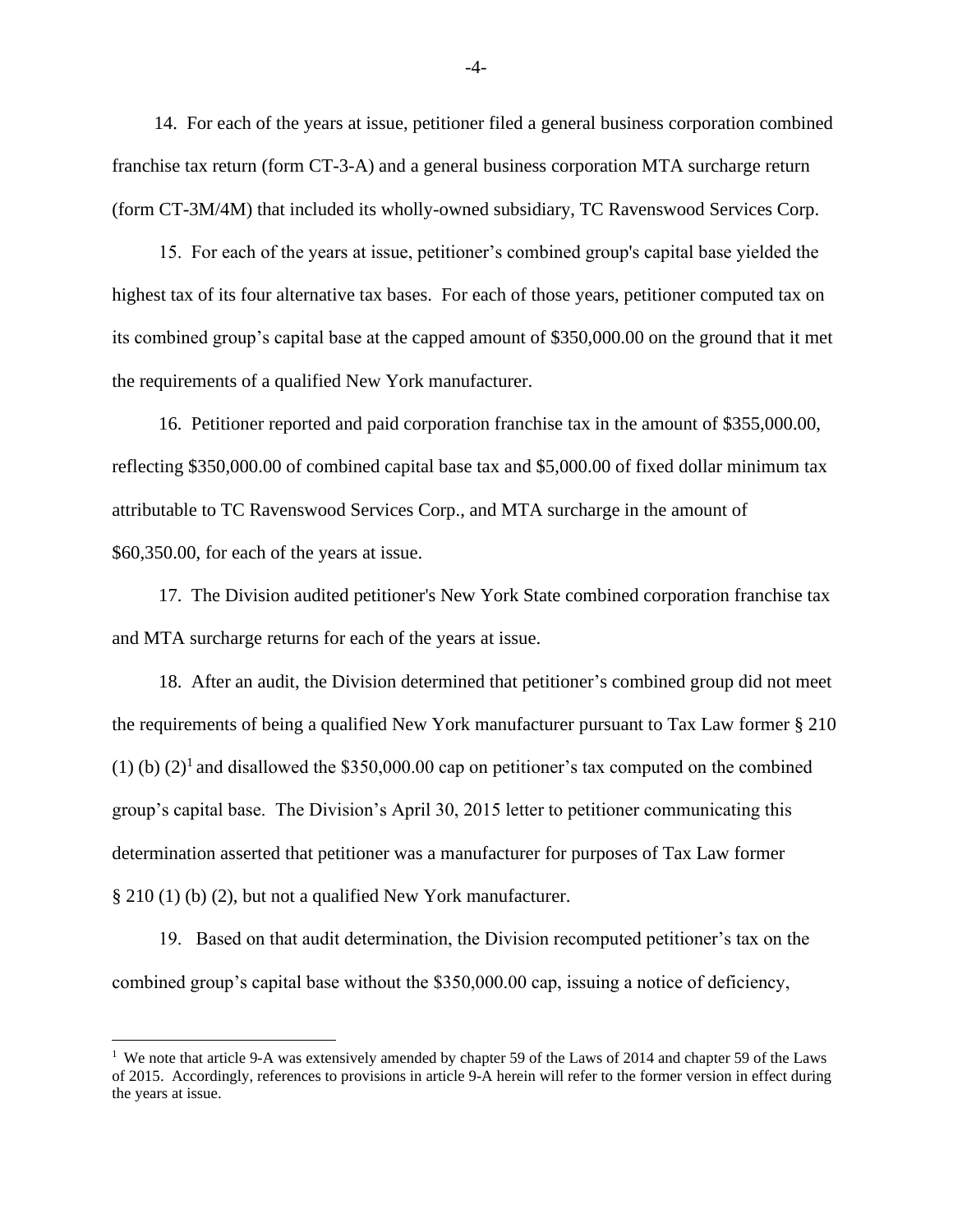14. For each of the years at issue, petitioner filed a general business corporation combined franchise tax return (form CT-3-A) and a general business corporation MTA surcharge return (form CT-3M/4M) that included its wholly-owned subsidiary, TC Ravenswood Services Corp.

15. For each of the years at issue, petitioner's combined group's capital base yielded the highest tax of its four alternative tax bases. For each of those years, petitioner computed tax on its combined group's capital base at the capped amount of $350,000.00 on the ground that it met the requirements of a qualified New York manufacturer.

16. Petitioner reported and paid corporation franchise tax in the amount of $355,000.00, reflecting $350,000.00 of combined capital base tax and $5,000.00 of fixed dollar minimum tax attributable to TC Ravenswood Services Corp., and MTA surcharge in the amount of $60,350.00, for each of the years at issue.

17. The Division audited petitioner's New York State combined corporation franchise tax and MTA surcharge returns for each of the years at issue.

18. After an audit, the Division determined that petitioner's combined group did not meet the requirements of being a qualified New York manufacturer pursuant to Tax Law former § 210 (1) (b) (2)[1] and disallowed the $350,000.00 cap on petitioner's tax computed on the combined group's capital base. The Division's April 30, 2015 letter to petitioner communicating this determination asserted that petitioner was a manufacturer for purposes of Tax Law former § 210 (1) (b) (2), but not a qualified New York manufacturer.

19. Based on that audit determination, the Division recomputed petitioner's tax on the combined group's capital base without the $350,000.00 cap, issuing a notice of deficiency,

[1] We note that article 9-A was extensively amended by chapter 59 of the Laws of 2014 and chapter 59 of the Laws of 2015. Accordingly, references to provisions in article 9-A herein will refer to the former version in effect during the years at issue.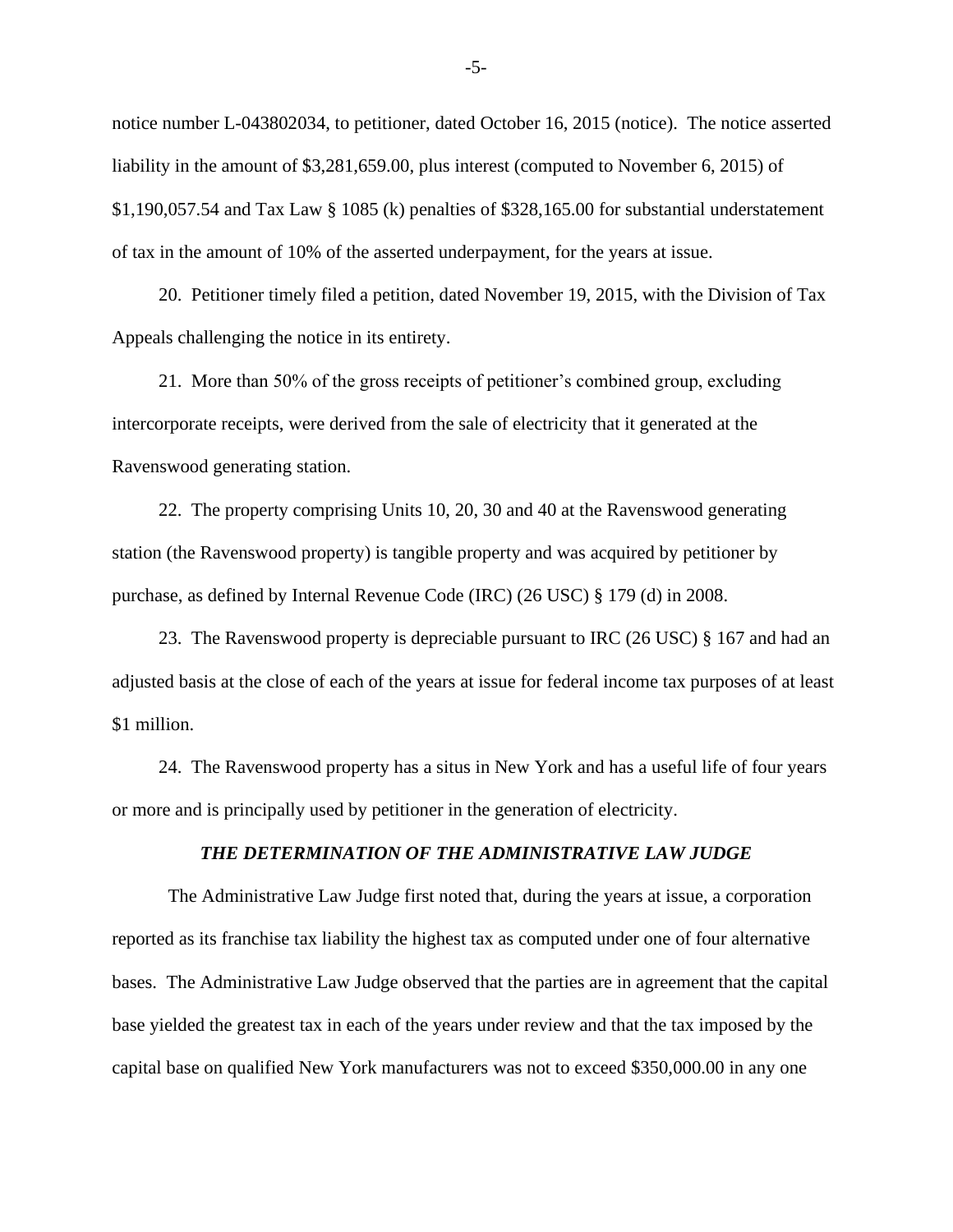notice number L-043802034, to petitioner, dated October 16, 2015 (notice). The notice asserted liability in the amount of $3,281,659.00, plus interest (computed to November 6, 2015) of $1,190,057.54 and Tax Law § 1085 (k) penalties of $328,165.00 for substantial understatement of tax in the amount of 10% of the asserted underpayment, for the years at issue.

20. Petitioner timely filed a petition, dated November 19, 2015, with the Division of Tax Appeals challenging the notice in its entirety.

21. More than 50% of the gross receipts of petitioner's combined group, excluding intercorporate receipts, were derived from the sale of electricity that it generated at the Ravenswood generating station.

22. The property comprising Units 10, 20, 30 and 40 at the Ravenswood generating station (the Ravenswood property) is tangible property and was acquired by petitioner by purchase, as defined by Internal Revenue Code (IRC) (26 USC) § 179 (d) in 2008.

23. The Ravenswood property is depreciable pursuant to IRC (26 USC) § 167 and had an adjusted basis at the close of each of the years at issue for federal income tax purposes of at least $1 million.

24. The Ravenswood property has a situs in New York and has a useful life of four years or more and is principally used by petitioner in the generation of electricity.

### *THE DETERMINATION OF THE ADMINISTRATIVE LAW JUDGE*

The Administrative Law Judge first noted that, during the years at issue, a corporation reported as its franchise tax liability the highest tax as computed under one of four alternative bases. The Administrative Law Judge observed that the parties are in agreement that the capital base yielded the greatest tax in each of the years under review and that the tax imposed by the capital base on qualified New York manufacturers was not to exceed $350,000.00 in any one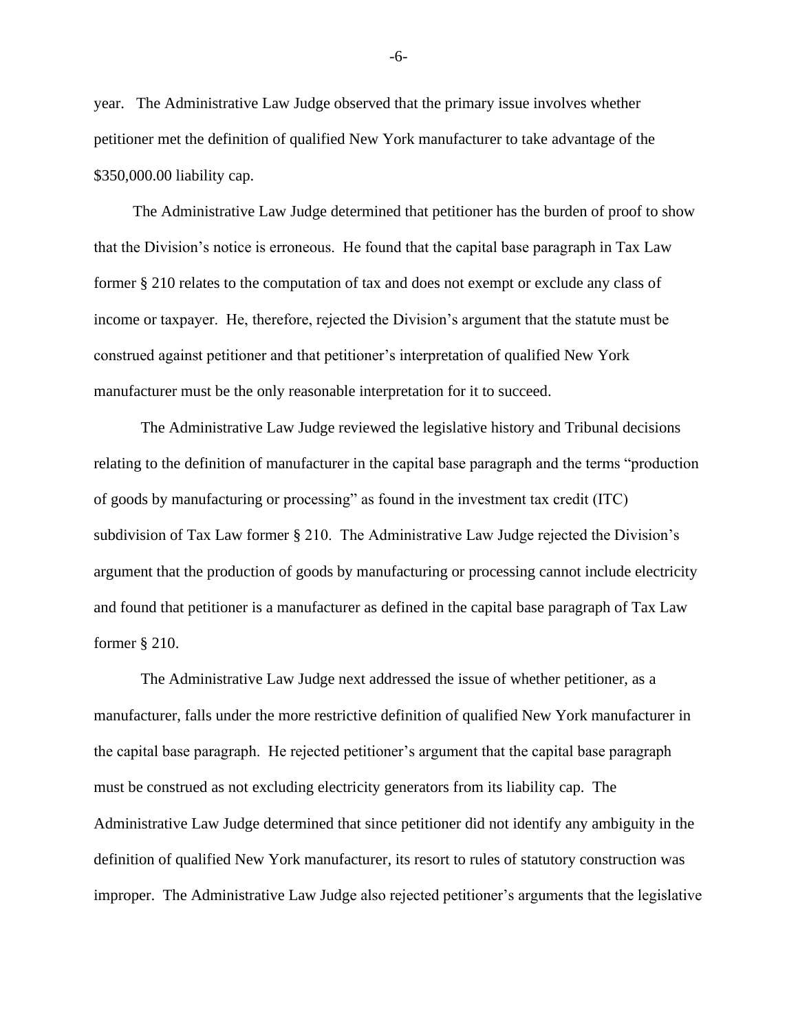year. The Administrative Law Judge observed that the primary issue involves whether petitioner met the definition of qualified New York manufacturer to take advantage of the $350,000.00 liability cap.

The Administrative Law Judge determined that petitioner has the burden of proof to show that the Division's notice is erroneous. He found that the capital base paragraph in Tax Law former § 210 relates to the computation of tax and does not exempt or exclude any class of income or taxpayer. He, therefore, rejected the Division's argument that the statute must be construed against petitioner and that petitioner's interpretation of qualified New York manufacturer must be the only reasonable interpretation for it to succeed.

The Administrative Law Judge reviewed the legislative history and Tribunal decisions relating to the definition of manufacturer in the capital base paragraph and the terms "production of goods by manufacturing or processing" as found in the investment tax credit (ITC) subdivision of Tax Law former § 210. The Administrative Law Judge rejected the Division's argument that the production of goods by manufacturing or processing cannot include electricity and found that petitioner is a manufacturer as defined in the capital base paragraph of Tax Law former § 210.

The Administrative Law Judge next addressed the issue of whether petitioner, as a manufacturer, falls under the more restrictive definition of qualified New York manufacturer in the capital base paragraph. He rejected petitioner's argument that the capital base paragraph must be construed as not excluding electricity generators from its liability cap. The Administrative Law Judge determined that since petitioner did not identify any ambiguity in the definition of qualified New York manufacturer, its resort to rules of statutory construction was improper. The Administrative Law Judge also rejected petitioner's arguments that the legislative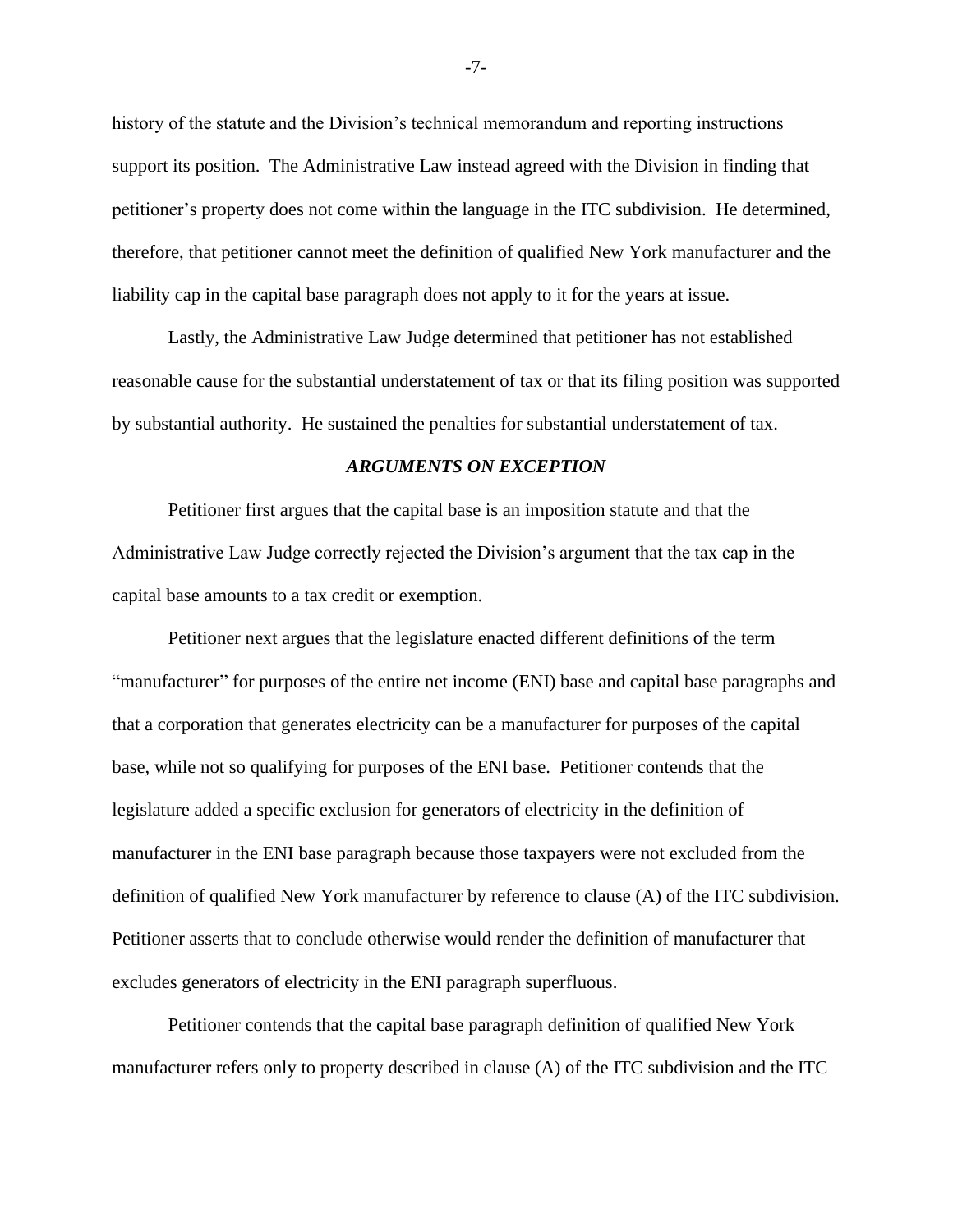history of the statute and the Division's technical memorandum and reporting instructions support its position. The Administrative Law instead agreed with the Division in finding that petitioner's property does not come within the language in the ITC subdivision. He determined, therefore, that petitioner cannot meet the definition of qualified New York manufacturer and the liability cap in the capital base paragraph does not apply to it for the years at issue.

Lastly, the Administrative Law Judge determined that petitioner has not established reasonable cause for the substantial understatement of tax or that its filing position was supported by substantial authority. He sustained the penalties for substantial understatement of tax.

### *ARGUMENTS ON EXCEPTION*

Petitioner first argues that the capital base is an imposition statute and that the Administrative Law Judge correctly rejected the Division's argument that the tax cap in the capital base amounts to a tax credit or exemption.

Petitioner next argues that the legislature enacted different definitions of the term "manufacturer" for purposes of the entire net income (ENI) base and capital base paragraphs and that a corporation that generates electricity can be a manufacturer for purposes of the capital base, while not so qualifying for purposes of the ENI base. Petitioner contends that the legislature added a specific exclusion for generators of electricity in the definition of manufacturer in the ENI base paragraph because those taxpayers were not excluded from the definition of qualified New York manufacturer by reference to clause (A) of the ITC subdivision. Petitioner asserts that to conclude otherwise would render the definition of manufacturer that excludes generators of electricity in the ENI paragraph superfluous.

Petitioner contends that the capital base paragraph definition of qualified New York manufacturer refers only to property described in clause (A) of the ITC subdivision and the ITC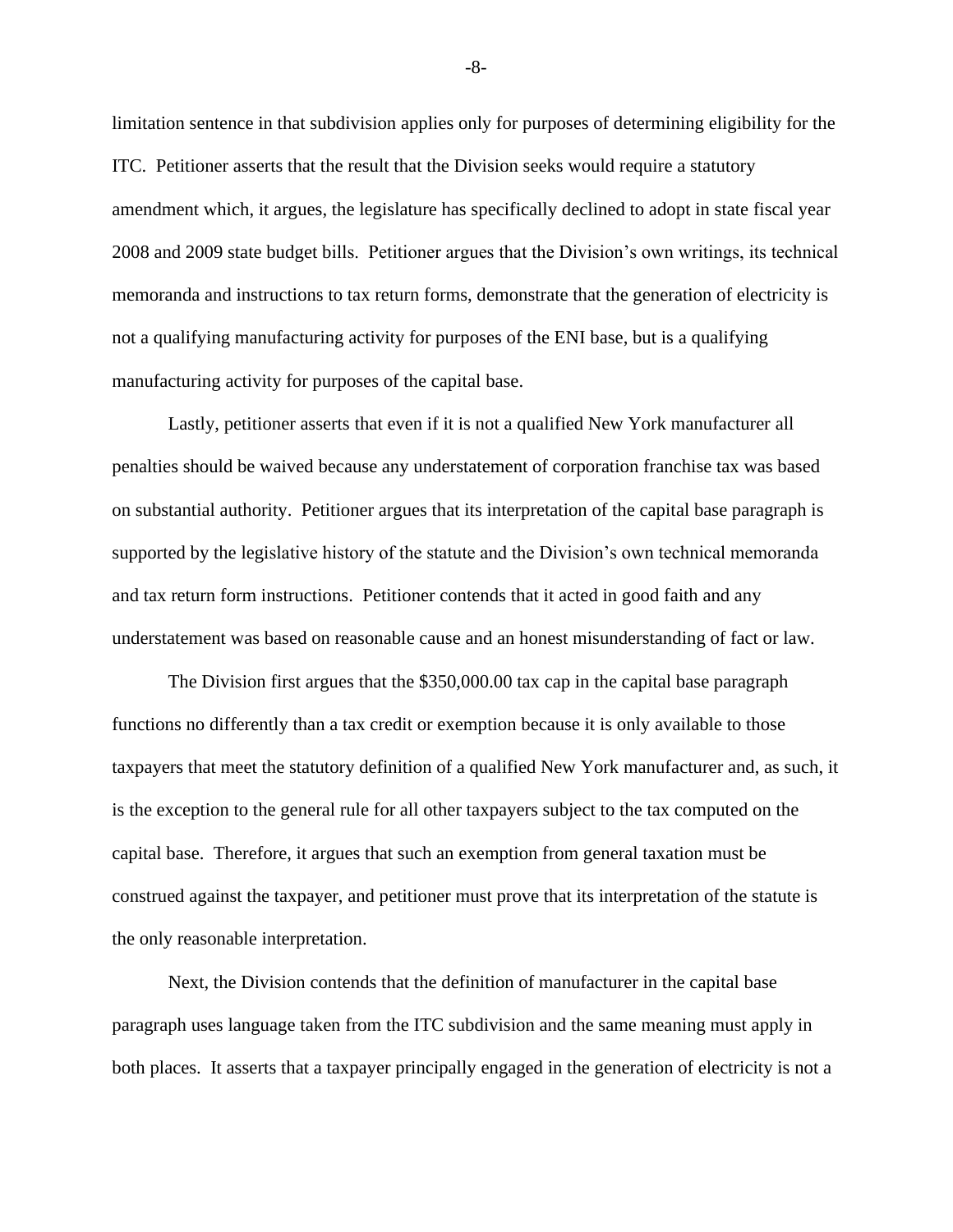limitation sentence in that subdivision applies only for purposes of determining eligibility for the ITC. Petitioner asserts that the result that the Division seeks would require a statutory amendment which, it argues, the legislature has specifically declined to adopt in state fiscal year 2008 and 2009 state budget bills. Petitioner argues that the Division's own writings, its technical memoranda and instructions to tax return forms, demonstrate that the generation of electricity is not a qualifying manufacturing activity for purposes of the ENI base, but is a qualifying manufacturing activity for purposes of the capital base.

Lastly, petitioner asserts that even if it is not a qualified New York manufacturer all penalties should be waived because any understatement of corporation franchise tax was based on substantial authority. Petitioner argues that its interpretation of the capital base paragraph is supported by the legislative history of the statute and the Division's own technical memoranda and tax return form instructions. Petitioner contends that it acted in good faith and any understatement was based on reasonable cause and an honest misunderstanding of fact or law.

The Division first argues that the $350,000.00 tax cap in the capital base paragraph functions no differently than a tax credit or exemption because it is only available to those taxpayers that meet the statutory definition of a qualified New York manufacturer and, as such, it is the exception to the general rule for all other taxpayers subject to the tax computed on the capital base. Therefore, it argues that such an exemption from general taxation must be construed against the taxpayer, and petitioner must prove that its interpretation of the statute is the only reasonable interpretation.

Next, the Division contends that the definition of manufacturer in the capital base paragraph uses language taken from the ITC subdivision and the same meaning must apply in both places. It asserts that a taxpayer principally engaged in the generation of electricity is not a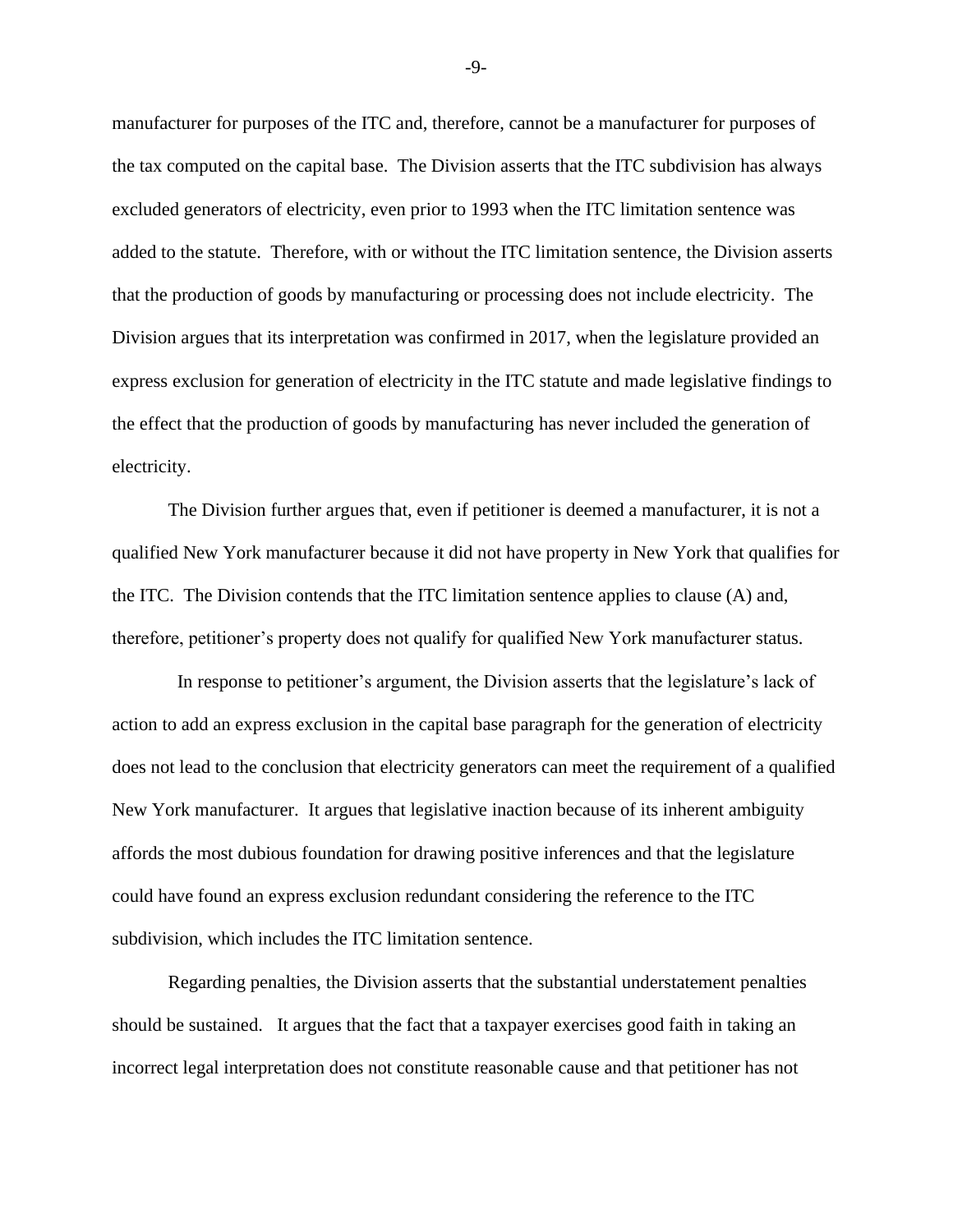manufacturer for purposes of the ITC and, therefore, cannot be a manufacturer for purposes of the tax computed on the capital base. The Division asserts that the ITC subdivision has always excluded generators of electricity, even prior to 1993 when the ITC limitation sentence was added to the statute. Therefore, with or without the ITC limitation sentence, the Division asserts that the production of goods by manufacturing or processing does not include electricity. The Division argues that its interpretation was confirmed in 2017, when the legislature provided an express exclusion for generation of electricity in the ITC statute and made legislative findings to the effect that the production of goods by manufacturing has never included the generation of electricity.

The Division further argues that, even if petitioner is deemed a manufacturer, it is not a qualified New York manufacturer because it did not have property in New York that qualifies for the ITC. The Division contends that the ITC limitation sentence applies to clause (A) and, therefore, petitioner's property does not qualify for qualified New York manufacturer status.

In response to petitioner's argument, the Division asserts that the legislature's lack of action to add an express exclusion in the capital base paragraph for the generation of electricity does not lead to the conclusion that electricity generators can meet the requirement of a qualified New York manufacturer. It argues that legislative inaction because of its inherent ambiguity affords the most dubious foundation for drawing positive inferences and that the legislature could have found an express exclusion redundant considering the reference to the ITC subdivision, which includes the ITC limitation sentence.

Regarding penalties, the Division asserts that the substantial understatement penalties should be sustained. It argues that the fact that a taxpayer exercises good faith in taking an incorrect legal interpretation does not constitute reasonable cause and that petitioner has not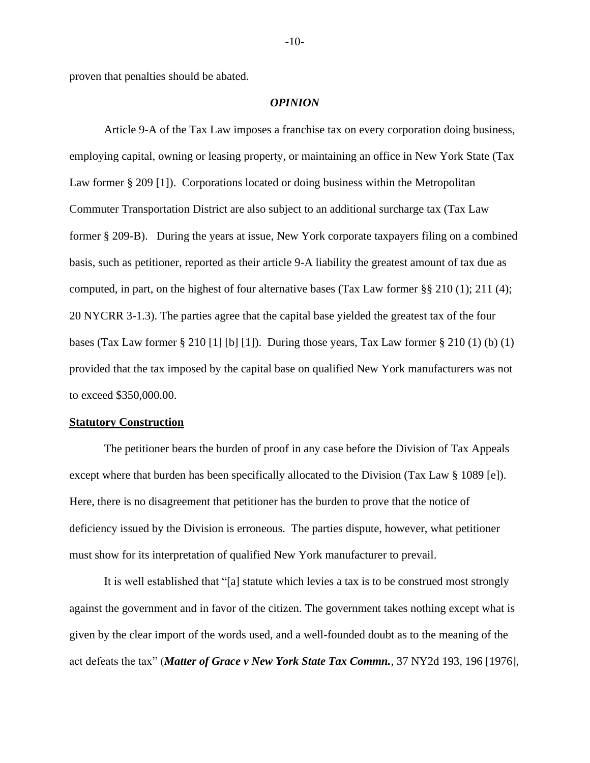proven that penalties should be abated.

***OPINION***

Article 9-A of the Tax Law imposes a franchise tax on every corporation doing business, employing capital, owning or leasing property, or maintaining an office in New York State (Tax Law former § 209 [1]). Corporations located or doing business within the Metropolitan Commuter Transportation District are also subject to an additional surcharge tax (Tax Law former § 209-B). During the years at issue, New York corporate taxpayers filing on a combined basis, such as petitioner, reported as their article 9-A liability the greatest amount of tax due as computed, in part, on the highest of four alternative bases (Tax Law former §§ 210 (1); 211 (4); 20 NYCRR 3-1.3). The parties agree that the capital base yielded the greatest tax of the four bases (Tax Law former § 210 [1] [b] [1]). During those years, Tax Law former § 210 (1) (b) (1) provided that the tax imposed by the capital base on qualified New York manufacturers was not to exceed $350,000.00.

**Statutory Construction**

The petitioner bears the burden of proof in any case before the Division of Tax Appeals except where that burden has been specifically allocated to the Division (Tax Law § 1089 [e]). Here, there is no disagreement that petitioner has the burden to prove that the notice of deficiency issued by the Division is erroneous. The parties dispute, however, what petitioner must show for its interpretation of qualified New York manufacturer to prevail.

It is well established that "[a] statute which levies a tax is to be construed most strongly against the government and in favor of the citizen. The government takes nothing except what is given by the clear import of the words used, and a well-founded doubt as to the meaning of the act defeats the tax" (***Matter of Grace v New York State Tax Commn.***, 37 NY2d 193, 196 [1976],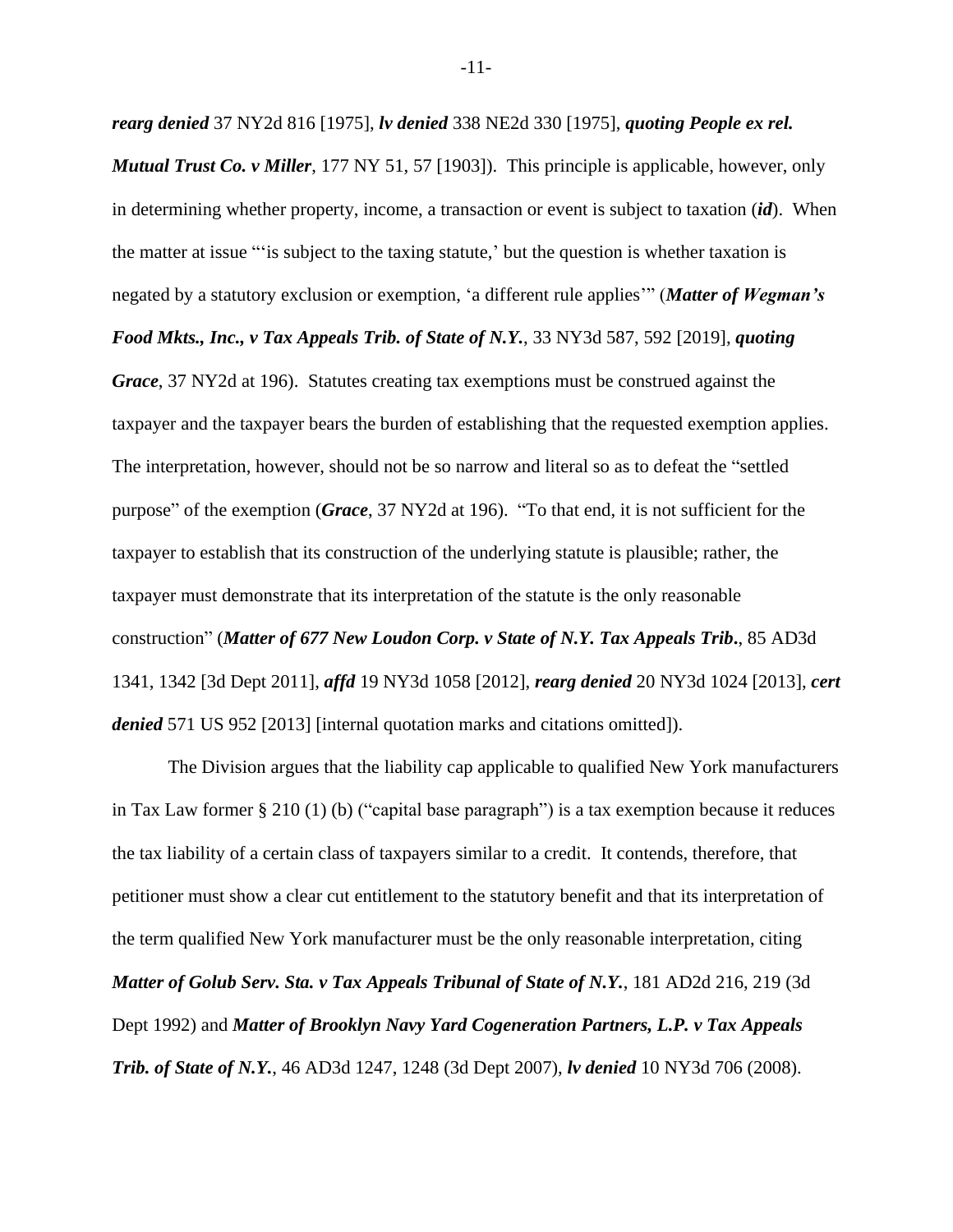***rearg denied*** 37 NY2d 816 [1975], ***lv denied*** 338 NE2d 330 [1975], ***quoting People ex rel. Mutual Trust Co. v Miller***, 177 NY 51, 57 [1903]). This principle is applicable, however, only in determining whether property, income, a transaction or event is subject to taxation (***id***). When the matter at issue "'is subject to the taxing statute,' but the question is whether taxation is negated by a statutory exclusion or exemption, 'a different rule applies'" (***Matter of Wegman's Food Mkts., Inc., v Tax Appeals Trib. of State of N.Y.***, 33 NY3d 587, 592 [2019], ***quoting Grace***, 37 NY2d at 196). Statutes creating tax exemptions must be construed against the taxpayer and the taxpayer bears the burden of establishing that the requested exemption applies. The interpretation, however, should not be so narrow and literal so as to defeat the "settled purpose" of the exemption (***Grace***, 37 NY2d at 196). "To that end, it is not sufficient for the taxpayer to establish that its construction of the underlying statute is plausible; rather, the taxpayer must demonstrate that its interpretation of the statute is the only reasonable construction" (***Matter of 677 New Loudon Corp. v State of N.Y. Tax Appeals Trib.***, 85 AD3d 1341, 1342 [3d Dept 2011], ***affd*** 19 NY3d 1058 [2012], ***rearg denied*** 20 NY3d 1024 [2013], ***cert denied*** 571 US 952 [2013] [internal quotation marks and citations omitted]).

The Division argues that the liability cap applicable to qualified New York manufacturers in Tax Law former § 210 (1) (b) ("capital base paragraph") is a tax exemption because it reduces the tax liability of a certain class of taxpayers similar to a credit. It contends, therefore, that petitioner must show a clear cut entitlement to the statutory benefit and that its interpretation of the term qualified New York manufacturer must be the only reasonable interpretation, citing ***Matter of Golub Serv. Sta. v Tax Appeals Tribunal of State of N.Y.***, 181 AD2d 216, 219 (3d Dept 1992) and ***Matter of Brooklyn Navy Yard Cogeneration Partners, L.P. v Tax Appeals Trib. of State of N.Y.***, 46 AD3d 1247, 1248 (3d Dept 2007), ***lv denied*** 10 NY3d 706 (2008).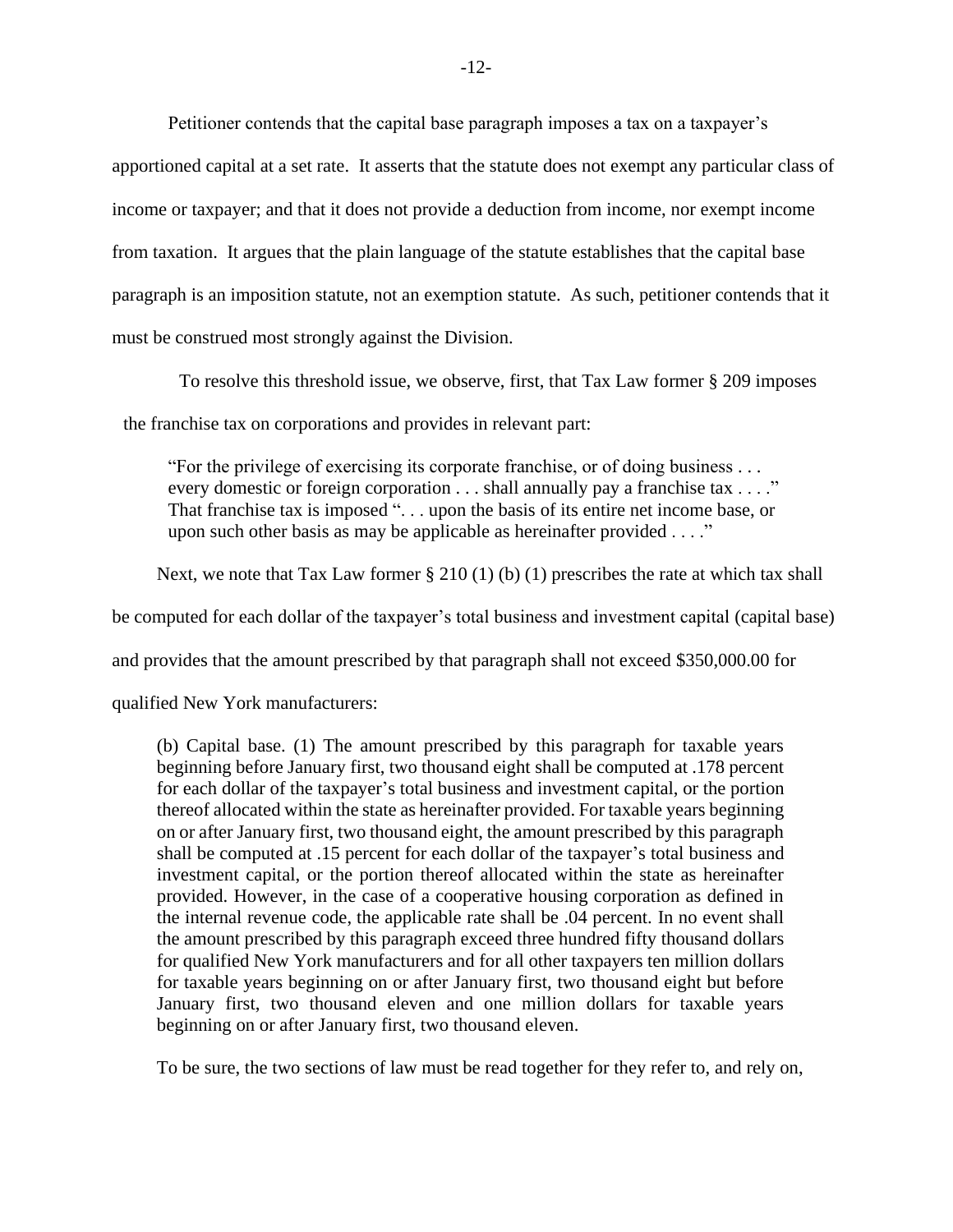Petitioner contends that the capital base paragraph imposes a tax on a taxpayer's apportioned capital at a set rate. It asserts that the statute does not exempt any particular class of income or taxpayer; and that it does not provide a deduction from income, nor exempt income from taxation. It argues that the plain language of the statute establishes that the capital base paragraph is an imposition statute, not an exemption statute. As such, petitioner contends that it must be construed most strongly against the Division.

To resolve this threshold issue, we observe, first, that Tax Law former § 209 imposes the franchise tax on corporations and provides in relevant part:

> "For the privilege of exercising its corporate franchise, or of doing business . . . every domestic or foreign corporation . . . shall annually pay a franchise tax . . . ." That franchise tax is imposed ". . . upon the basis of its entire net income base, or upon such other basis as may be applicable as hereinafter provided . . . ."

Next, we note that Tax Law former § 210 (1) (b) (1) prescribes the rate at which tax shall be computed for each dollar of the taxpayer's total business and investment capital (capital base) and provides that the amount prescribed by that paragraph shall not exceed $350,000.00 for qualified New York manufacturers:

> (b) Capital base. (1) The amount prescribed by this paragraph for taxable years beginning before January first, two thousand eight shall be computed at .178 percent for each dollar of the taxpayer's total business and investment capital, or the portion thereof allocated within the state as hereinafter provided. For taxable years beginning on or after January first, two thousand eight, the amount prescribed by this paragraph shall be computed at .15 percent for each dollar of the taxpayer's total business and investment capital, or the portion thereof allocated within the state as hereinafter provided. However, in the case of a cooperative housing corporation as defined in the internal revenue code, the applicable rate shall be .04 percent. In no event shall the amount prescribed by this paragraph exceed three hundred fifty thousand dollars for qualified New York manufacturers and for all other taxpayers ten million dollars for taxable years beginning on or after January first, two thousand eight but before January first, two thousand eleven and one million dollars for taxable years beginning on or after January first, two thousand eleven.

To be sure, the two sections of law must be read together for they refer to, and rely on,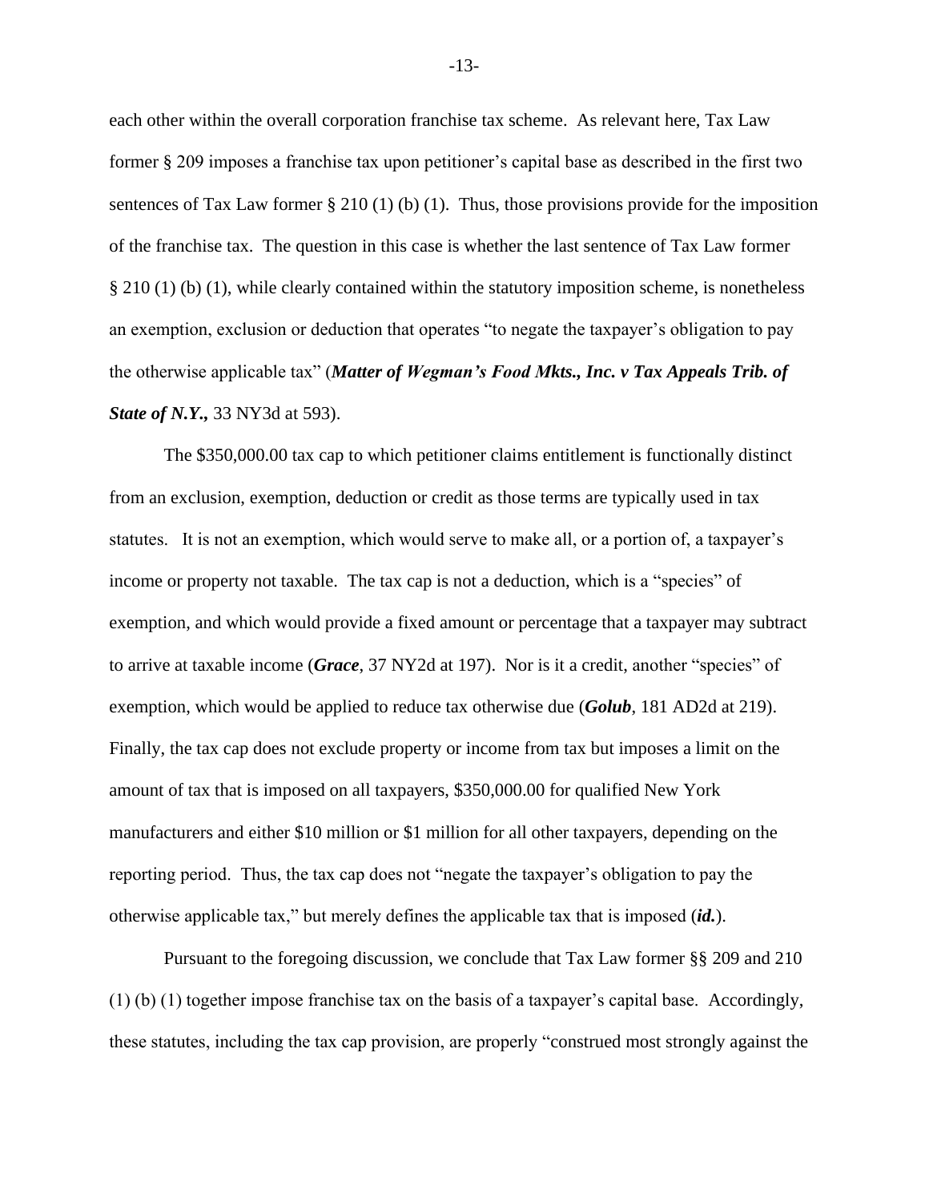each other within the overall corporation franchise tax scheme. As relevant here, Tax Law former § 209 imposes a franchise tax upon petitioner's capital base as described in the first two sentences of Tax Law former § 210 (1) (b) (1). Thus, those provisions provide for the imposition of the franchise tax. The question in this case is whether the last sentence of Tax Law former § 210 (1) (b) (1), while clearly contained within the statutory imposition scheme, is nonetheless an exemption, exclusion or deduction that operates "to negate the taxpayer's obligation to pay the otherwise applicable tax" (***Matter of Wegman's Food Mkts., Inc. v Tax Appeals Trib. of State of N.Y.,*** 33 NY3d at 593).

The $350,000.00 tax cap to which petitioner claims entitlement is functionally distinct from an exclusion, exemption, deduction or credit as those terms are typically used in tax statutes. It is not an exemption, which would serve to make all, or a portion of, a taxpayer's income or property not taxable. The tax cap is not a deduction, which is a "species" of exemption, and which would provide a fixed amount or percentage that a taxpayer may subtract to arrive at taxable income (***Grace***, 37 NY2d at 197). Nor is it a credit, another "species" of exemption, which would be applied to reduce tax otherwise due (***Golub***, 181 AD2d at 219). Finally, the tax cap does not exclude property or income from tax but imposes a limit on the amount of tax that is imposed on all taxpayers, $350,000.00 for qualified New York manufacturers and either $10 million or $1 million for all other taxpayers, depending on the reporting period. Thus, the tax cap does not "negate the taxpayer's obligation to pay the otherwise applicable tax," but merely defines the applicable tax that is imposed (***id.***).

Pursuant to the foregoing discussion, we conclude that Tax Law former §§ 209 and 210 (1) (b) (1) together impose franchise tax on the basis of a taxpayer's capital base. Accordingly, these statutes, including the tax cap provision, are properly "construed most strongly against the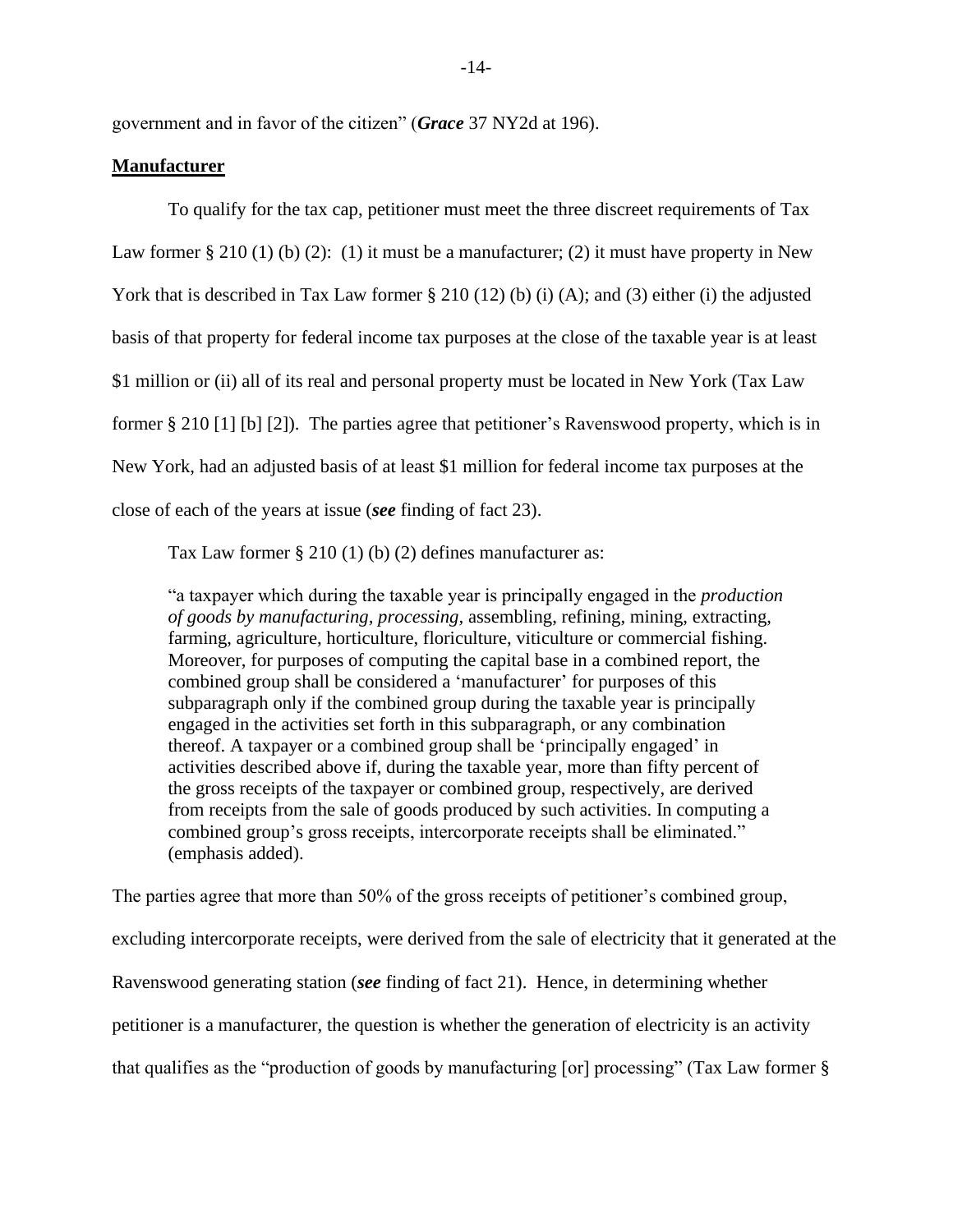government and in favor of the citizen" (***Grace*** 37 NY2d at 196).

**Manufacturer**

To qualify for the tax cap, petitioner must meet the three discreet requirements of Tax Law former § 210 (1) (b) (2): (1) it must be a manufacturer; (2) it must have property in New York that is described in Tax Law former § 210 (12) (b) (i) (A); and (3) either (i) the adjusted basis of that property for federal income tax purposes at the close of the taxable year is at least $1 million or (ii) all of its real and personal property must be located in New York (Tax Law former § 210 [1] [b] [2]). The parties agree that petitioner's Ravenswood property, which is in New York, had an adjusted basis of at least $1 million for federal income tax purposes at the close of each of the years at issue (***see*** finding of fact 23).

Tax Law former § 210 (1) (b) (2) defines manufacturer as:

> "a taxpayer which during the taxable year is principally engaged in the *production of goods by manufacturing, processing,* assembling, refining, mining, extracting, farming, agriculture, horticulture, floriculture, viticulture or commercial fishing. Moreover, for purposes of computing the capital base in a combined report, the combined group shall be considered a 'manufacturer' for purposes of this subparagraph only if the combined group during the taxable year is principally engaged in the activities set forth in this subparagraph, or any combination thereof. A taxpayer or a combined group shall be 'principally engaged' in activities described above if, during the taxable year, more than fifty percent of the gross receipts of the taxpayer or combined group, respectively, are derived from receipts from the sale of goods produced by such activities. In computing a combined group's gross receipts, intercorporate receipts shall be eliminated." (emphasis added).

The parties agree that more than 50% of the gross receipts of petitioner's combined group, excluding intercorporate receipts, were derived from the sale of electricity that it generated at the Ravenswood generating station (***see*** finding of fact 21). Hence, in determining whether petitioner is a manufacturer, the question is whether the generation of electricity is an activity that qualifies as the "production of goods by manufacturing [or] processing" (Tax Law former §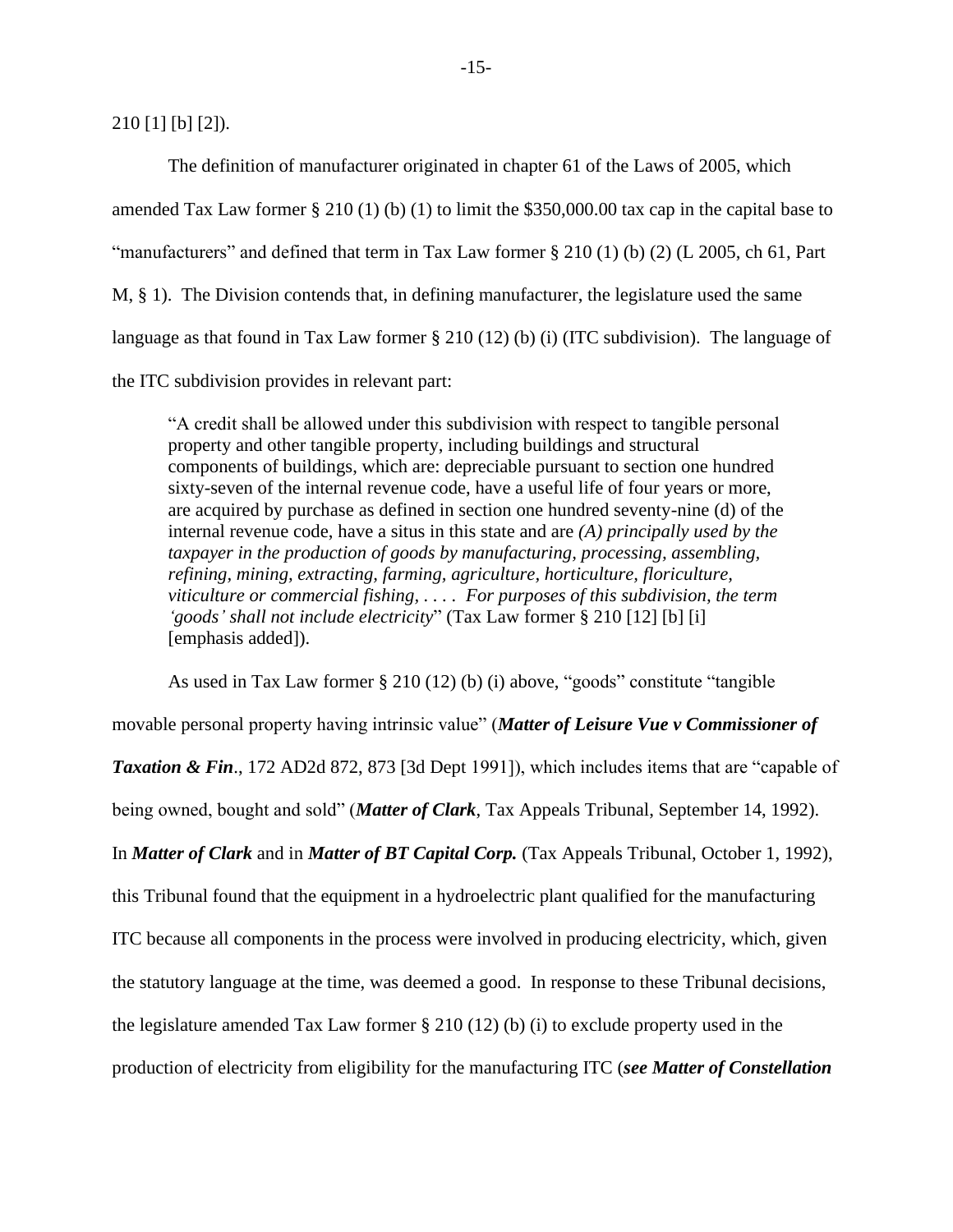210 [1] [b] [2]).

The definition of manufacturer originated in chapter 61 of the Laws of 2005, which amended Tax Law former § 210 (1) (b) (1) to limit the $350,000.00 tax cap in the capital base to "manufacturers" and defined that term in Tax Law former § 210 (1) (b) (2) (L 2005, ch 61, Part M, § 1). The Division contends that, in defining manufacturer, the legislature used the same language as that found in Tax Law former § 210 (12) (b) (i) (ITC subdivision). The language of the ITC subdivision provides in relevant part:

> "A credit shall be allowed under this subdivision with respect to tangible personal property and other tangible property, including buildings and structural components of buildings, which are: depreciable pursuant to section one hundred sixty-seven of the internal revenue code, have a useful life of four years or more, are acquired by purchase as defined in section one hundred seventy-nine (d) of the internal revenue code, have a situs in this state and are *(A) principally used by the taxpayer in the production of goods by manufacturing, processing, assembling, refining, mining, extracting, farming, agriculture, horticulture, floriculture, viticulture or commercial fishing, . . . . For purposes of this subdivision, the term 'goods' shall not include electricity*" (Tax Law former § 210 [12] [b] [i] [emphasis added]).

As used in Tax Law former § 210 (12) (b) (i) above, "goods" constitute "tangible movable personal property having intrinsic value" (***Matter of Leisure Vue v Commissioner of Taxation & Fin***., 172 AD2d 872, 873 [3d Dept 1991]), which includes items that are "capable of being owned, bought and sold" (***Matter of Clark***, Tax Appeals Tribunal, September 14, 1992). In ***Matter of Clark*** and in ***Matter of BT Capital Corp.*** (Tax Appeals Tribunal, October 1, 1992), this Tribunal found that the equipment in a hydroelectric plant qualified for the manufacturing ITC because all components in the process were involved in producing electricity, which, given the statutory language at the time, was deemed a good. In response to these Tribunal decisions, the legislature amended Tax Law former § 210 (12) (b) (i) to exclude property used in the production of electricity from eligibility for the manufacturing ITC (***see Matter of Constellation***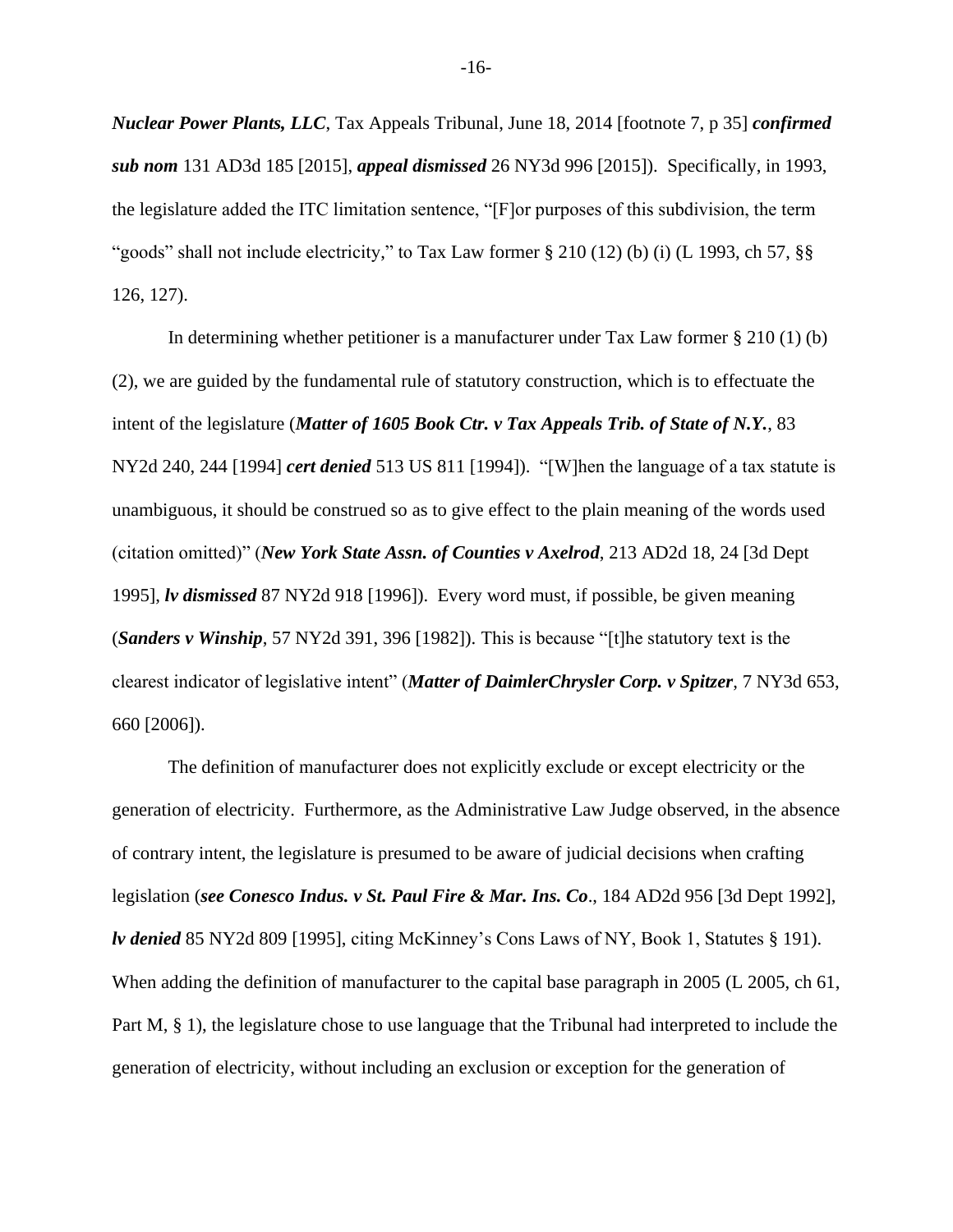***Nuclear Power Plants, LLC***, Tax Appeals Tribunal, June 18, 2014 [footnote 7, p 35] ***confirmed sub nom*** 131 AD3d 185 [2015], ***appeal dismissed*** 26 NY3d 996 [2015]). Specifically, in 1993, the legislature added the ITC limitation sentence, "[F]or purposes of this subdivision, the term "goods" shall not include electricity," to Tax Law former § 210 (12) (b) (i) (L 1993, ch 57, §§ 126, 127).

In determining whether petitioner is a manufacturer under Tax Law former § 210 (1) (b) (2), we are guided by the fundamental rule of statutory construction, which is to effectuate the intent of the legislature (***Matter of 1605 Book Ctr. v Tax Appeals Trib. of State of N.Y.***, 83 NY2d 240, 244 [1994] ***cert denied*** 513 US 811 [1994]). "[W]hen the language of a tax statute is unambiguous, it should be construed so as to give effect to the plain meaning of the words used (citation omitted)" (***New York State Assn. of Counties v Axelrod***, 213 AD2d 18, 24 [3d Dept 1995], ***lv dismissed*** 87 NY2d 918 [1996]). Every word must, if possible, be given meaning (***Sanders v Winship***, 57 NY2d 391, 396 [1982]). This is because "[t]he statutory text is the clearest indicator of legislative intent" (***Matter of DaimlerChrysler Corp. v Spitzer***, 7 NY3d 653, 660 [2006]).

The definition of manufacturer does not explicitly exclude or except electricity or the generation of electricity. Furthermore, as the Administrative Law Judge observed, in the absence of contrary intent, the legislature is presumed to be aware of judicial decisions when crafting legislation (***see Conesco Indus. v St. Paul Fire & Mar. Ins. Co***., 184 AD2d 956 [3d Dept 1992], ***lv denied*** 85 NY2d 809 [1995], citing McKinney's Cons Laws of NY, Book 1, Statutes § 191). When adding the definition of manufacturer to the capital base paragraph in 2005 (L 2005, ch 61, Part M, § 1), the legislature chose to use language that the Tribunal had interpreted to include the generation of electricity, without including an exclusion or exception for the generation of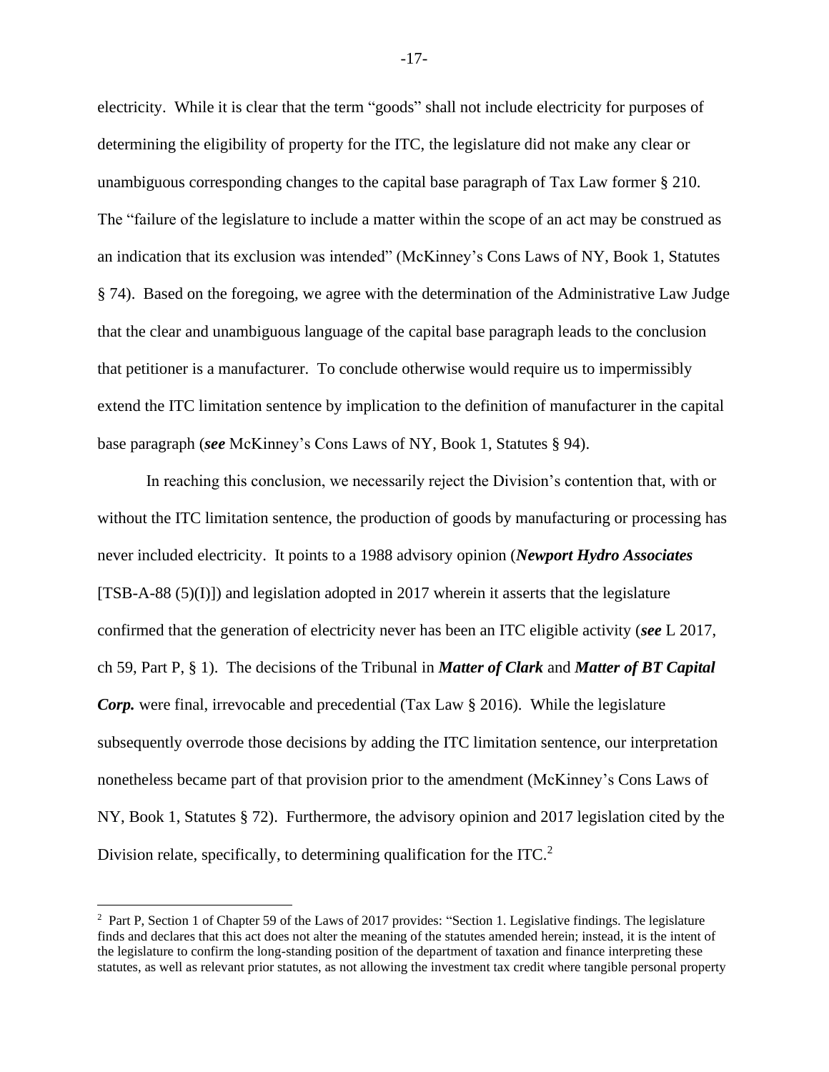electricity. While it is clear that the term "goods" shall not include electricity for purposes of determining the eligibility of property for the ITC, the legislature did not make any clear or unambiguous corresponding changes to the capital base paragraph of Tax Law former § 210. The "failure of the legislature to include a matter within the scope of an act may be construed as an indication that its exclusion was intended" (McKinney's Cons Laws of NY, Book 1, Statutes § 74). Based on the foregoing, we agree with the determination of the Administrative Law Judge that the clear and unambiguous language of the capital base paragraph leads to the conclusion that petitioner is a manufacturer. To conclude otherwise would require us to impermissibly extend the ITC limitation sentence by implication to the definition of manufacturer in the capital base paragraph (***see*** McKinney's Cons Laws of NY, Book 1, Statutes § 94).

In reaching this conclusion, we necessarily reject the Division's contention that, with or without the ITC limitation sentence, the production of goods by manufacturing or processing has never included electricity. It points to a 1988 advisory opinion (***Newport Hydro Associates*** [TSB-A-88 (5)(I)]) and legislation adopted in 2017 wherein it asserts that the legislature confirmed that the generation of electricity never has been an ITC eligible activity (***see*** L 2017, ch 59, Part P, § 1). The decisions of the Tribunal in ***Matter of Clark*** and ***Matter of BT Capital Corp.*** were final, irrevocable and precedential (Tax Law § 2016). While the legislature subsequently overrode those decisions by adding the ITC limitation sentence, our interpretation nonetheless became part of that provision prior to the amendment (McKinney's Cons Laws of NY, Book 1, Statutes § 72). Furthermore, the advisory opinion and 2017 legislation cited by the Division relate, specifically, to determining qualification for the ITC.[2]

---

[2] Part P, Section 1 of Chapter 59 of the Laws of 2017 provides: "Section 1. Legislative findings. The legislature finds and declares that this act does not alter the meaning of the statutes amended herein; instead, it is the intent of the legislature to confirm the long-standing position of the department of taxation and finance interpreting these statutes, as well as relevant prior statutes, as not allowing the investment tax credit where tangible personal property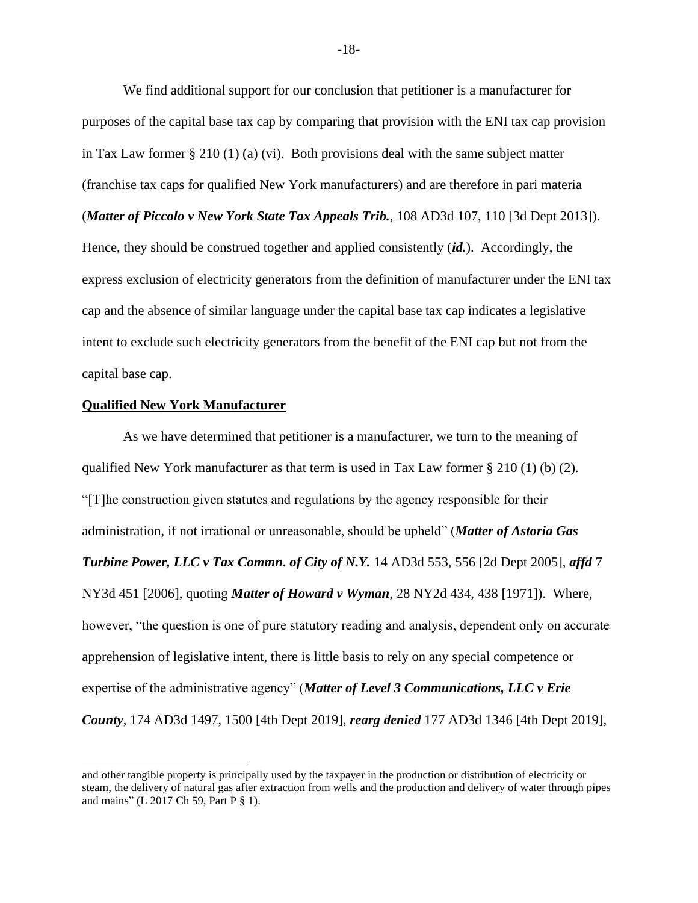We find additional support for our conclusion that petitioner is a manufacturer for purposes of the capital base tax cap by comparing that provision with the ENI tax cap provision in Tax Law former § 210 (1) (a) (vi). Both provisions deal with the same subject matter (franchise tax caps for qualified New York manufacturers) and are therefore in pari materia (***Matter of Piccolo v New York State Tax Appeals Trib.***, 108 AD3d 107, 110 [3d Dept 2013]). Hence, they should be construed together and applied consistently (***id.***). Accordingly, the express exclusion of electricity generators from the definition of manufacturer under the ENI tax cap and the absence of similar language under the capital base tax cap indicates a legislative intent to exclude such electricity generators from the benefit of the ENI cap but not from the capital base cap.

**Qualified New York Manufacturer**

As we have determined that petitioner is a manufacturer, we turn to the meaning of qualified New York manufacturer as that term is used in Tax Law former § 210 (1) (b) (2). "[T]he construction given statutes and regulations by the agency responsible for their administration, if not irrational or unreasonable, should be upheld" (***Matter of Astoria Gas Turbine Power, LLC v Tax Commn. of City of N.Y.*** 14 AD3d 553, 556 [2d Dept 2005], ***affd*** 7 NY3d 451 [2006], quoting ***Matter of Howard v Wyman***, 28 NY2d 434, 438 [1971]). Where, however, "the question is one of pure statutory reading and analysis, dependent only on accurate apprehension of legislative intent, there is little basis to rely on any special competence or expertise of the administrative agency" (***Matter of Level 3 Communications, LLC v Erie County***, 174 AD3d 1497, 1500 [4th Dept 2019], ***rearg denied*** 177 AD3d 1346 [4th Dept 2019],

---

and other tangible property is principally used by the taxpayer in the production or distribution of electricity or steam, the delivery of natural gas after extraction from wells and the production and delivery of water through pipes and mains" (L 2017 Ch 59, Part P § 1).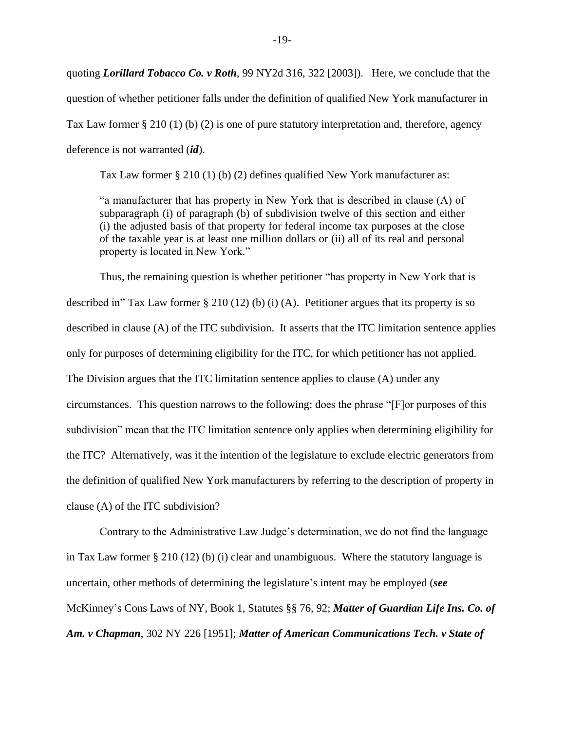quoting ***Lorillard Tobacco Co. v Roth***, 99 NY2d 316, 322 [2003]). Here, we conclude that the question of whether petitioner falls under the definition of qualified New York manufacturer in Tax Law former § 210 (1) (b) (2) is one of pure statutory interpretation and, therefore, agency deference is not warranted (***id***).

Tax Law former § 210 (1) (b) (2) defines qualified New York manufacturer as:

> "a manufacturer that has property in New York that is described in clause (A) of subparagraph (i) of paragraph (b) of subdivision twelve of this section and either (i) the adjusted basis of that property for federal income tax purposes at the close of the taxable year is at least one million dollars or (ii) all of its real and personal property is located in New York."

Thus, the remaining question is whether petitioner "has property in New York that is described in" Tax Law former § 210 (12) (b) (i) (A). Petitioner argues that its property is so described in clause (A) of the ITC subdivision. It asserts that the ITC limitation sentence applies only for purposes of determining eligibility for the ITC, for which petitioner has not applied. The Division argues that the ITC limitation sentence applies to clause (A) under any circumstances. This question narrows to the following: does the phrase "[F]or purposes of this subdivision" mean that the ITC limitation sentence only applies when determining eligibility for the ITC? Alternatively, was it the intention of the legislature to exclude electric generators from the definition of qualified New York manufacturers by referring to the description of property in clause (A) of the ITC subdivision?

Contrary to the Administrative Law Judge's determination, we do not find the language in Tax Law former § 210 (12) (b) (i) clear and unambiguous. Where the statutory language is uncertain, other methods of determining the legislature's intent may be employed (***see*** McKinney's Cons Laws of NY, Book 1, Statutes §§ 76, 92; ***Matter of Guardian Life Ins. Co. of Am. v Chapman***, 302 NY 226 [1951]; ***Matter of American Communications Tech. v State of***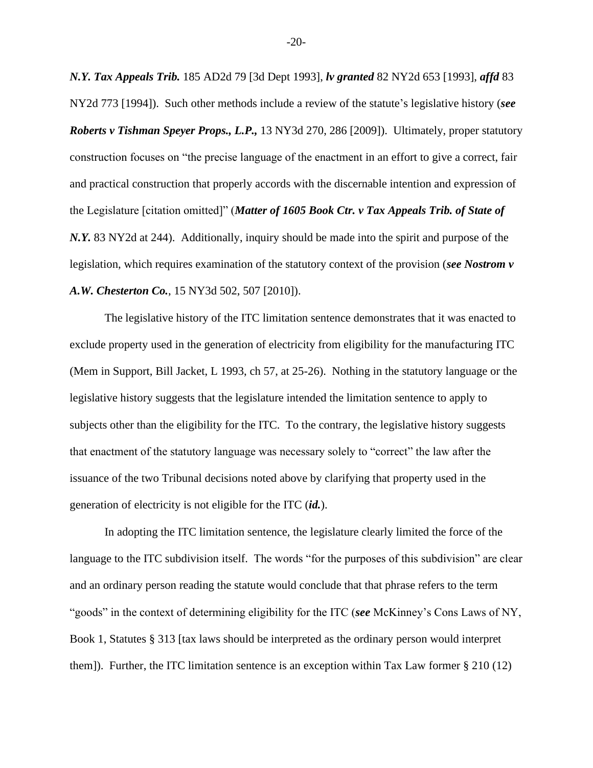***N.Y. Tax Appeals Trib.*** 185 AD2d 79 [3d Dept 1993], ***lv granted*** 82 NY2d 653 [1993], ***affd*** 83 NY2d 773 [1994]). Such other methods include a review of the statute's legislative history (***see Roberts v Tishman Speyer Props., L.P.,*** 13 NY3d 270, 286 [2009]). Ultimately, proper statutory construction focuses on "the precise language of the enactment in an effort to give a correct, fair and practical construction that properly accords with the discernable intention and expression of the Legislature [citation omitted]" (***Matter of 1605 Book Ctr. v Tax Appeals Trib. of State of N.Y.*** 83 NY2d at 244). Additionally, inquiry should be made into the spirit and purpose of the legislation, which requires examination of the statutory context of the provision (***see Nostrom v A.W. Chesterton Co.***, 15 NY3d 502, 507 [2010]).

The legislative history of the ITC limitation sentence demonstrates that it was enacted to exclude property used in the generation of electricity from eligibility for the manufacturing ITC (Mem in Support, Bill Jacket, L 1993, ch 57, at 25-26). Nothing in the statutory language or the legislative history suggests that the legislature intended the limitation sentence to apply to subjects other than the eligibility for the ITC. To the contrary, the legislative history suggests that enactment of the statutory language was necessary solely to "correct" the law after the issuance of the two Tribunal decisions noted above by clarifying that property used in the generation of electricity is not eligible for the ITC (***id.***).

In adopting the ITC limitation sentence, the legislature clearly limited the force of the language to the ITC subdivision itself. The words "for the purposes of this subdivision" are clear and an ordinary person reading the statute would conclude that that phrase refers to the term "goods" in the context of determining eligibility for the ITC (***see*** McKinney's Cons Laws of NY, Book 1, Statutes § 313 [tax laws should be interpreted as the ordinary person would interpret them]). Further, the ITC limitation sentence is an exception within Tax Law former § 210 (12)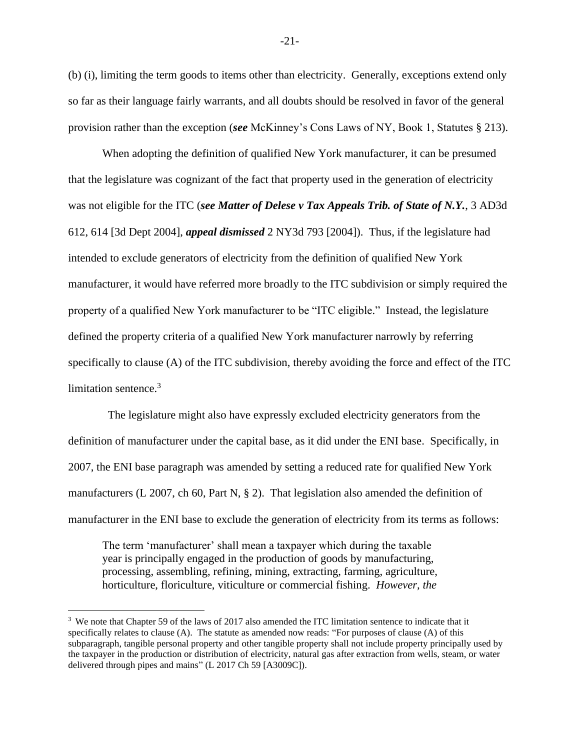(b) (i), limiting the term goods to items other than electricity. Generally, exceptions extend only so far as their language fairly warrants, and all doubts should be resolved in favor of the general provision rather than the exception (***see*** McKinney's Cons Laws of NY, Book 1, Statutes § 213).

When adopting the definition of qualified New York manufacturer, it can be presumed that the legislature was cognizant of the fact that property used in the generation of electricity was not eligible for the ITC (***see Matter of Delese v Tax Appeals Trib. of State of N.Y.***, 3 AD3d 612, 614 [3d Dept 2004], ***appeal dismissed*** 2 NY3d 793 [2004]). Thus, if the legislature had intended to exclude generators of electricity from the definition of qualified New York manufacturer, it would have referred more broadly to the ITC subdivision or simply required the property of a qualified New York manufacturer to be "ITC eligible." Instead, the legislature defined the property criteria of a qualified New York manufacturer narrowly by referring specifically to clause (A) of the ITC subdivision, thereby avoiding the force and effect of the ITC limitation sentence.[3]

The legislature might also have expressly excluded electricity generators from the definition of manufacturer under the capital base, as it did under the ENI base. Specifically, in 2007, the ENI base paragraph was amended by setting a reduced rate for qualified New York manufacturers (L 2007, ch 60, Part N, § 2). That legislation also amended the definition of manufacturer in the ENI base to exclude the generation of electricity from its terms as follows:

> The term 'manufacturer' shall mean a taxpayer which during the taxable year is principally engaged in the production of goods by manufacturing, processing, assembling, refining, mining, extracting, farming, agriculture, horticulture, floriculture, viticulture or commercial fishing. *However, the*

[3] We note that Chapter 59 of the laws of 2017 also amended the ITC limitation sentence to indicate that it specifically relates to clause (A). The statute as amended now reads: "For purposes of clause (A) of this subparagraph, tangible personal property and other tangible property shall not include property principally used by the taxpayer in the production or distribution of electricity, natural gas after extraction from wells, steam, or water delivered through pipes and mains" (L 2017 Ch 59 [A3009C]).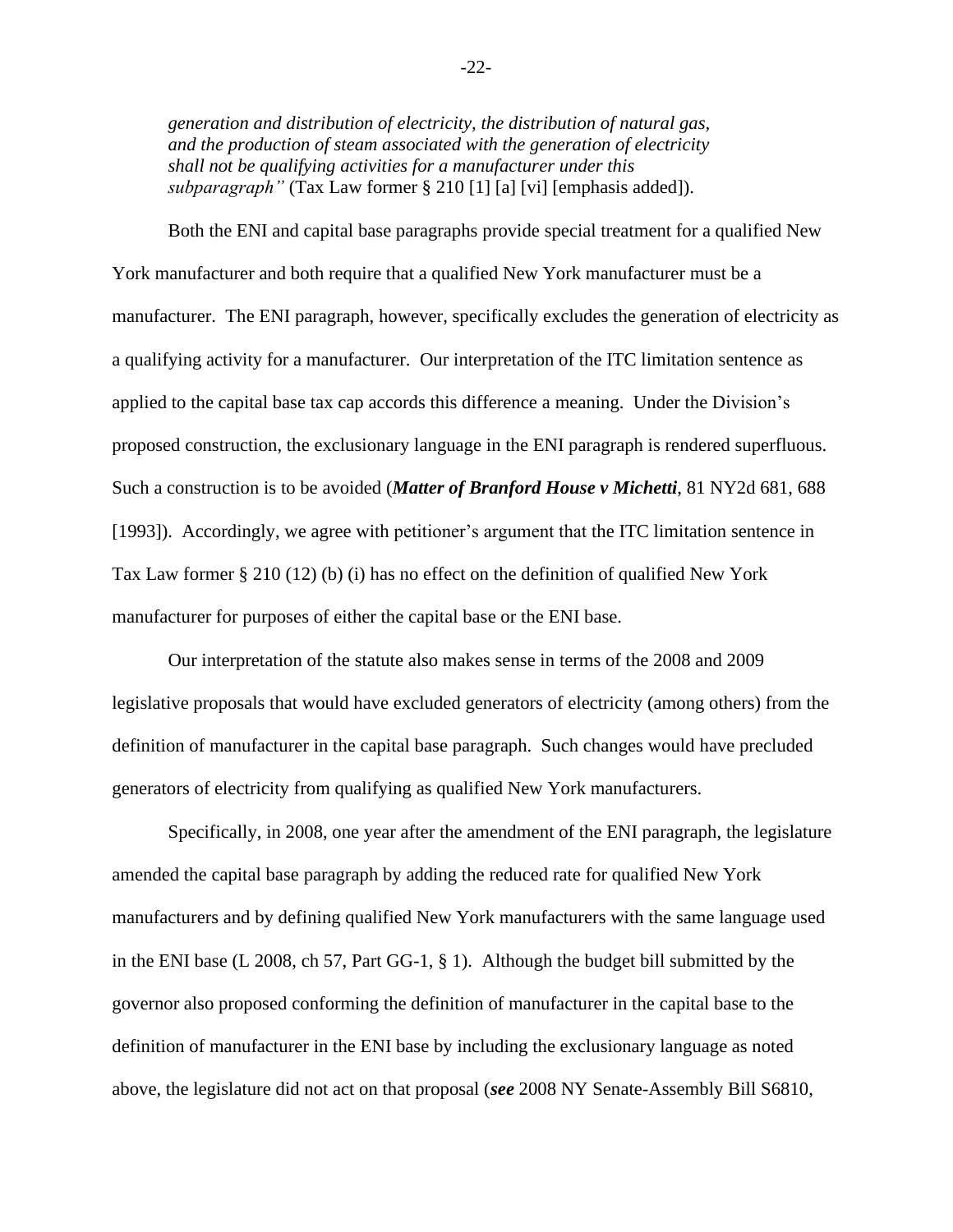*generation and distribution of electricity, the distribution of natural gas, and the production of steam associated with the generation of electricity shall not be qualifying activities for a manufacturer under this subparagraph"* (Tax Law former § 210 [1] [a] [vi] [emphasis added]).

Both the ENI and capital base paragraphs provide special treatment for a qualified New York manufacturer and both require that a qualified New York manufacturer must be a manufacturer. The ENI paragraph, however, specifically excludes the generation of electricity as a qualifying activity for a manufacturer. Our interpretation of the ITC limitation sentence as applied to the capital base tax cap accords this difference a meaning. Under the Division's proposed construction, the exclusionary language in the ENI paragraph is rendered superfluous. Such a construction is to be avoided (***Matter of Branford House v Michetti***, 81 NY2d 681, 688 [1993]). Accordingly, we agree with petitioner's argument that the ITC limitation sentence in Tax Law former § 210 (12) (b) (i) has no effect on the definition of qualified New York manufacturer for purposes of either the capital base or the ENI base.

Our interpretation of the statute also makes sense in terms of the 2008 and 2009 legislative proposals that would have excluded generators of electricity (among others) from the definition of manufacturer in the capital base paragraph. Such changes would have precluded generators of electricity from qualifying as qualified New York manufacturers.

Specifically, in 2008, one year after the amendment of the ENI paragraph, the legislature amended the capital base paragraph by adding the reduced rate for qualified New York manufacturers and by defining qualified New York manufacturers with the same language used in the ENI base (L 2008, ch 57, Part GG-1, § 1). Although the budget bill submitted by the governor also proposed conforming the definition of manufacturer in the capital base to the definition of manufacturer in the ENI base by including the exclusionary language as noted above, the legislature did not act on that proposal (***see*** 2008 NY Senate-Assembly Bill S6810,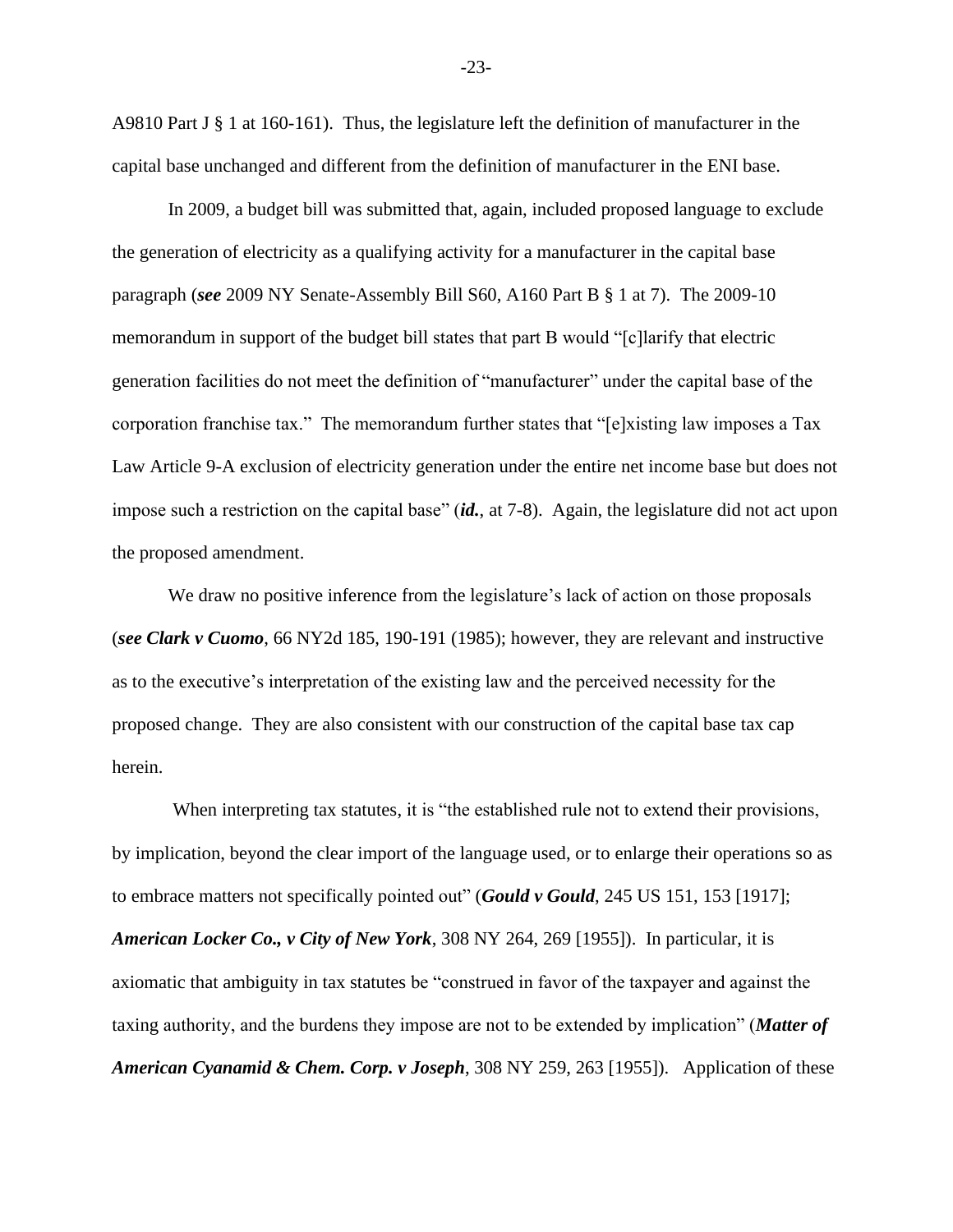A9810 Part J § 1 at 160-161). Thus, the legislature left the definition of manufacturer in the capital base unchanged and different from the definition of manufacturer in the ENI base.

In 2009, a budget bill was submitted that, again, included proposed language to exclude the generation of electricity as a qualifying activity for a manufacturer in the capital base paragraph (***see*** 2009 NY Senate-Assembly Bill S60, A160 Part B § 1 at 7). The 2009-10 memorandum in support of the budget bill states that part B would "[c]larify that electric generation facilities do not meet the definition of "manufacturer" under the capital base of the corporation franchise tax." The memorandum further states that "[e]xisting law imposes a Tax Law Article 9-A exclusion of electricity generation under the entire net income base but does not impose such a restriction on the capital base" (***id.***, at 7-8). Again, the legislature did not act upon the proposed amendment.

We draw no positive inference from the legislature's lack of action on those proposals (***see Clark v Cuomo***, 66 NY2d 185, 190-191 (1985); however, they are relevant and instructive as to the executive's interpretation of the existing law and the perceived necessity for the proposed change. They are also consistent with our construction of the capital base tax cap herein.

When interpreting tax statutes, it is "the established rule not to extend their provisions, by implication, beyond the clear import of the language used, or to enlarge their operations so as to embrace matters not specifically pointed out" (***Gould v Gould***, 245 US 151, 153 [1917]; ***American Locker Co., v City of New York***, 308 NY 264, 269 [1955]). In particular, it is axiomatic that ambiguity in tax statutes be "construed in favor of the taxpayer and against the taxing authority, and the burdens they impose are not to be extended by implication" (***Matter of American Cyanamid & Chem. Corp. v Joseph***, 308 NY 259, 263 [1955]). Application of these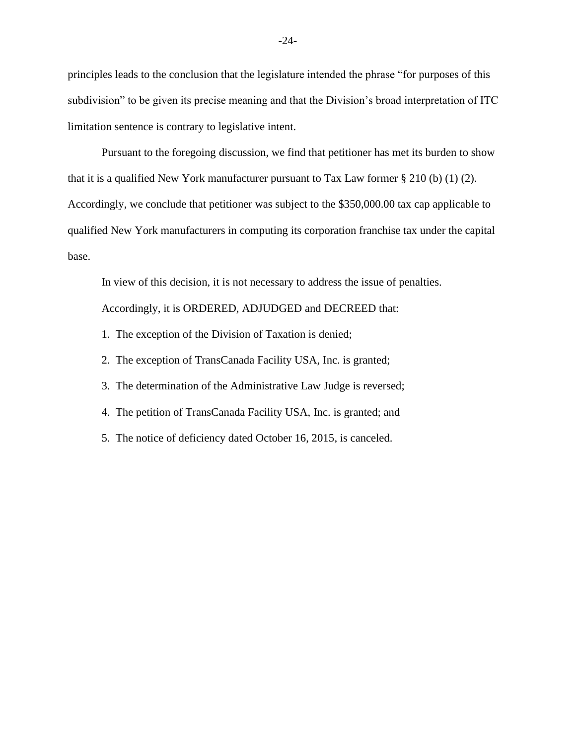principles leads to the conclusion that the legislature intended the phrase "for purposes of this subdivision" to be given its precise meaning and that the Division's broad interpretation of ITC limitation sentence is contrary to legislative intent.

Pursuant to the foregoing discussion, we find that petitioner has met its burden to show that it is a qualified New York manufacturer pursuant to Tax Law former § 210 (b) (1) (2). Accordingly, we conclude that petitioner was subject to the $350,000.00 tax cap applicable to qualified New York manufacturers in computing its corporation franchise tax under the capital base.

In view of this decision, it is not necessary to address the issue of penalties.

Accordingly, it is ORDERED, ADJUDGED and DECREED that:

1. The exception of the Division of Taxation is denied;

2. The exception of TransCanada Facility USA, Inc. is granted;

3. The determination of the Administrative Law Judge is reversed;

4. The petition of TransCanada Facility USA, Inc. is granted; and

5. The notice of deficiency dated October 16, 2015, is canceled.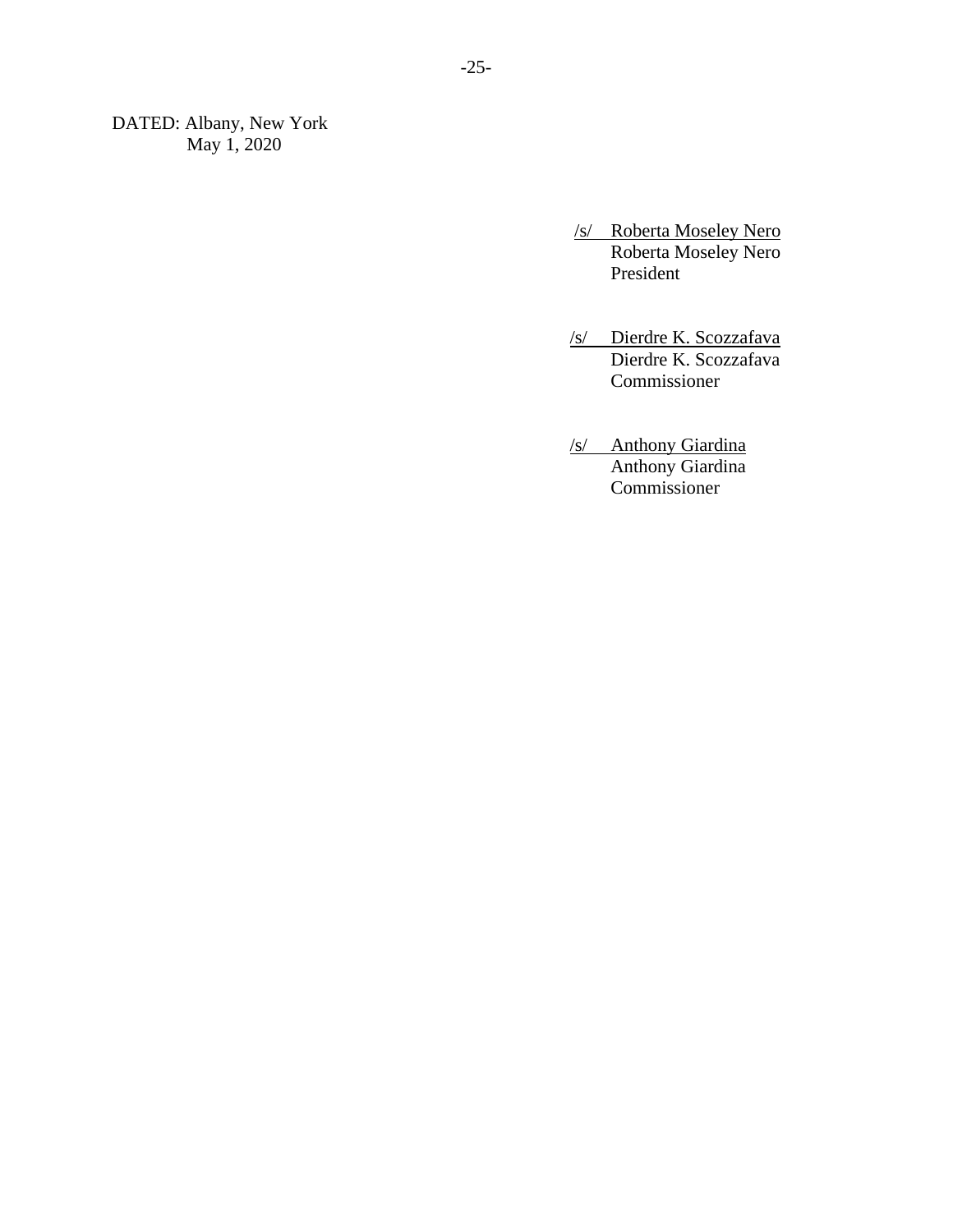DATED: Albany, New York
May 1, 2020

/s/ Roberta Moseley Nero
Roberta Moseley Nero
President

/s/ Dierdre K. Scozzafava
Dierdre K. Scozzafava
Commissioner

/s/ Anthony Giardina
Anthony Giardina
Commissioner